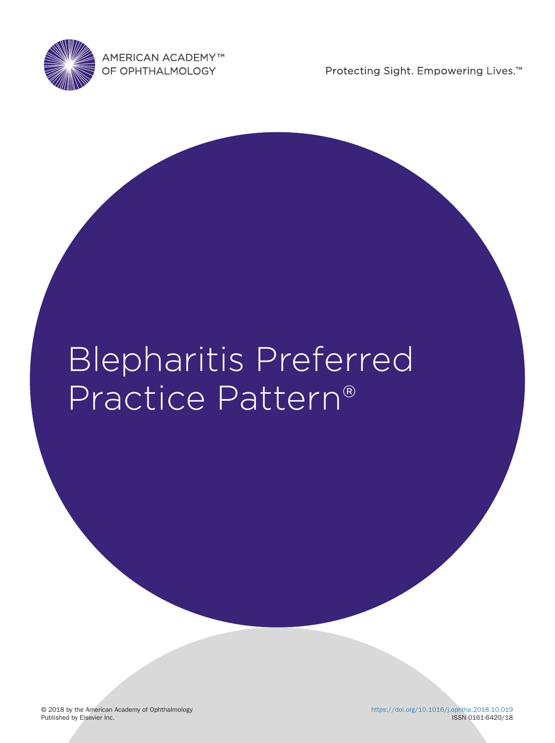AMERICAN ACADEMY™
OF OPHTHALMOLOGY

Protecting Sight. Empowering Lives.™

# Blepharitis Preferred Practice Pattern®

© 2018 by the American Academy of Ophthalmology
Published by Elsevier Inc.

https://doi.org/10.1016/j.ophtha.2018.10.019
ISSN 0161-6420/18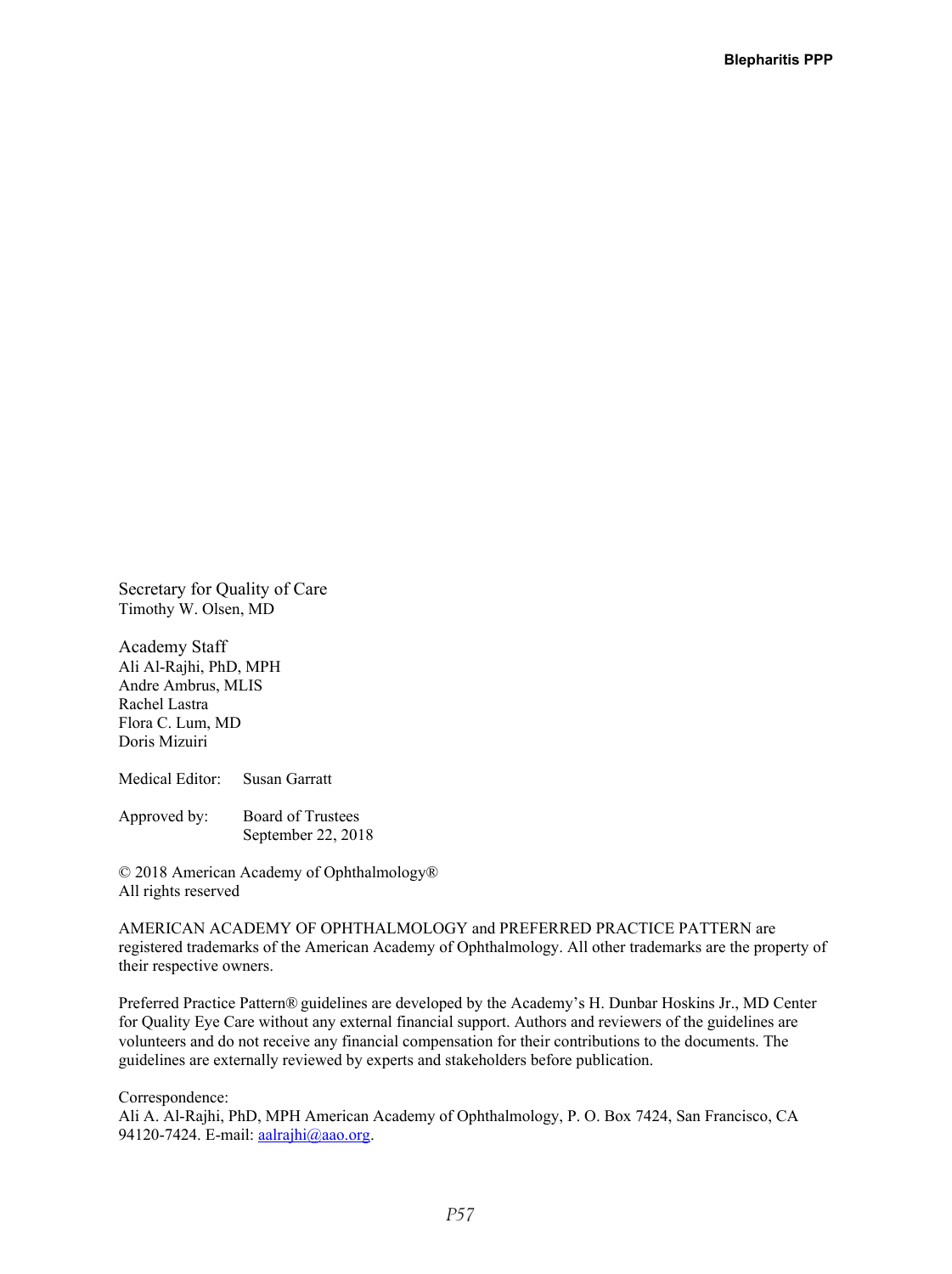Secretary for Quality of Care
Timothy W. Olsen, MD

Academy Staff
Ali Al-Rajhi, PhD, MPH
Andre Ambrus, MLIS
Rachel Lastra
Flora C. Lum, MD
Doris Mizuiri

Medical Editor: Susan Garratt

Approved by: Board of Trustees
September 22, 2018

© 2018 American Academy of Ophthalmology®
All rights reserved

AMERICAN ACADEMY OF OPHTHALMOLOGY and PREFERRED PRACTICE PATTERN are registered trademarks of the American Academy of Ophthalmology. All other trademarks are the property of their respective owners.

Preferred Practice Pattern® guidelines are developed by the Academy's H. Dunbar Hoskins Jr., MD Center for Quality Eye Care without any external financial support. Authors and reviewers of the guidelines are volunteers and do not receive any financial compensation for their contributions to the documents. The guidelines are externally reviewed by experts and stakeholders before publication.

Correspondence:
Ali A. Al-Rajhi, PhD, MPH American Academy of Ophthalmology, P. O. Box 7424, San Francisco, CA 94120-7424. E-mail: aalrajhi@aao.org.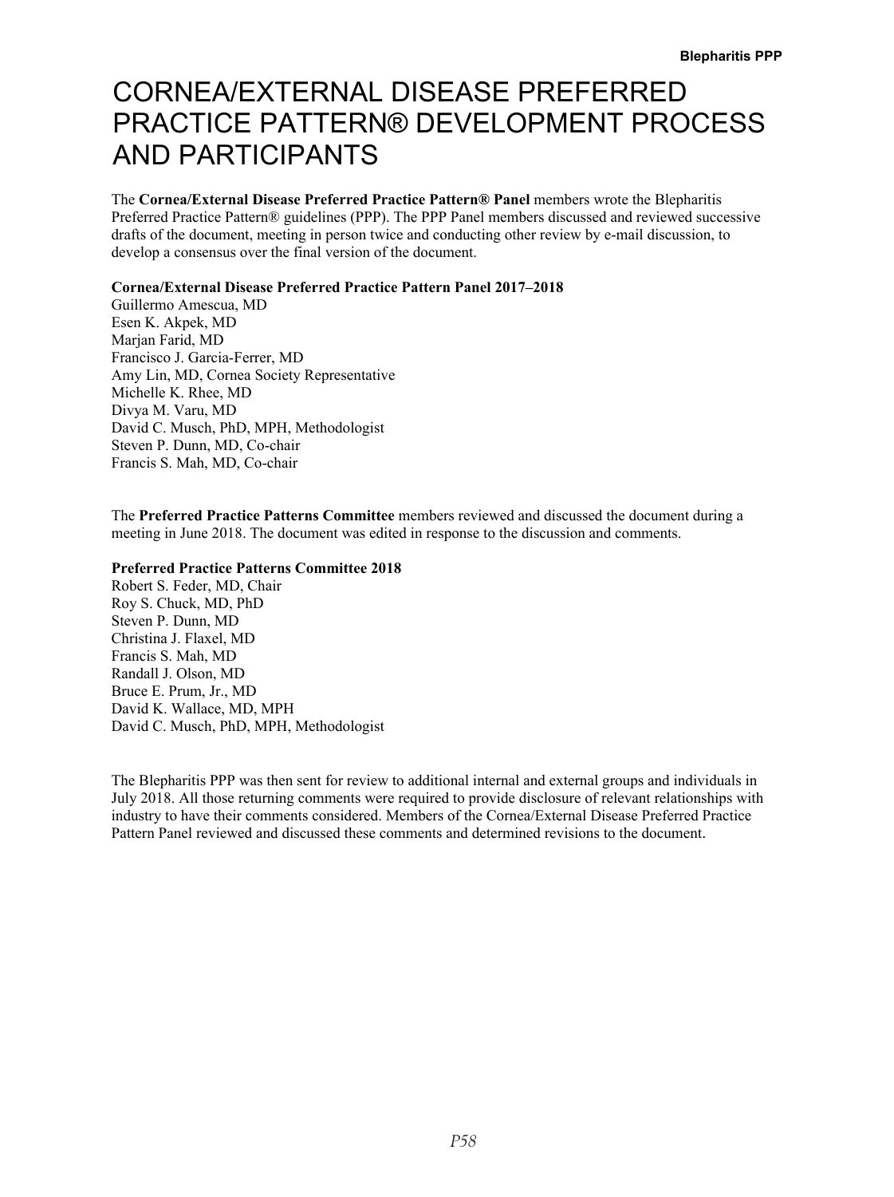# CORNEA/EXTERNAL DISEASE PREFERRED PRACTICE PATTERN® DEVELOPMENT PROCESS AND PARTICIPANTS

The **Cornea/External Disease Preferred Practice Pattern® Panel** members wrote the Blepharitis Preferred Practice Pattern® guidelines (PPP). The PPP Panel members discussed and reviewed successive drafts of the document, meeting in person twice and conducting other review by e-mail discussion, to develop a consensus over the final version of the document.

**Cornea/External Disease Preferred Practice Pattern Panel 2017–2018**

Guillermo Amescua, MD
Esen K. Akpek, MD
Marjan Farid, MD
Francisco J. Garcia-Ferrer, MD
Amy Lin, MD, Cornea Society Representative
Michelle K. Rhee, MD
Divya M. Varu, MD
David C. Musch, PhD, MPH, Methodologist
Steven P. Dunn, MD, Co-chair
Francis S. Mah, MD, Co-chair

The **Preferred Practice Patterns Committee** members reviewed and discussed the document during a meeting in June 2018. The document was edited in response to the discussion and comments.

**Preferred Practice Patterns Committee 2018**

Robert S. Feder, MD, Chair
Roy S. Chuck, MD, PhD
Steven P. Dunn, MD
Christina J. Flaxel, MD
Francis S. Mah, MD
Randall J. Olson, MD
Bruce E. Prum, Jr., MD
David K. Wallace, MD, MPH
David C. Musch, PhD, MPH, Methodologist

The Blepharitis PPP was then sent for review to additional internal and external groups and individuals in July 2018. All those returning comments were required to provide disclosure of relevant relationships with industry to have their comments considered. Members of the Cornea/External Disease Preferred Practice Pattern Panel reviewed and discussed these comments and determined revisions to the document.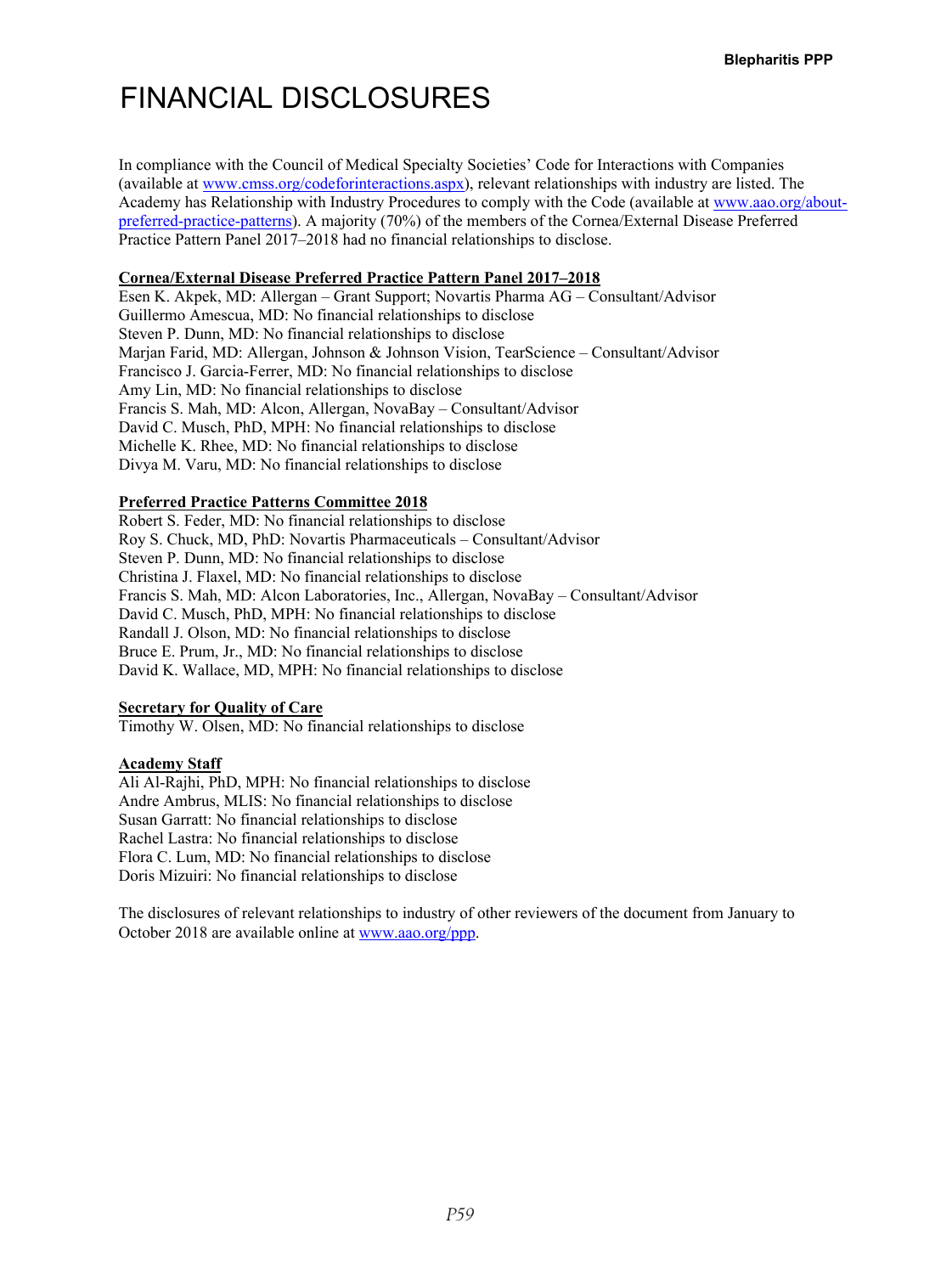# FINANCIAL DISCLOSURES

In compliance with the Council of Medical Specialty Societies' Code for Interactions with Companies (available at www.cmss.org/codeforinteractions.aspx), relevant relationships with industry are listed. The Academy has Relationship with Industry Procedures to comply with the Code (available at www.aao.org/about-preferred-practice-patterns). A majority (70%) of the members of the Cornea/External Disease Preferred Practice Pattern Panel 2017–2018 had no financial relationships to disclose.

**Cornea/External Disease Preferred Practice Pattern Panel 2017–2018**

Esen K. Akpek, MD: Allergan – Grant Support; Novartis Pharma AG – Consultant/Advisor
Guillermo Amescua, MD: No financial relationships to disclose
Steven P. Dunn, MD: No financial relationships to disclose
Marjan Farid, MD: Allergan, Johnson & Johnson Vision, TearScience – Consultant/Advisor
Francisco J. Garcia-Ferrer, MD: No financial relationships to disclose
Amy Lin, MD: No financial relationships to disclose
Francis S. Mah, MD: Alcon, Allergan, NovaBay – Consultant/Advisor
David C. Musch, PhD, MPH: No financial relationships to disclose
Michelle K. Rhee, MD: No financial relationships to disclose
Divya M. Varu, MD: No financial relationships to disclose

**Preferred Practice Patterns Committee 2018**

Robert S. Feder, MD: No financial relationships to disclose
Roy S. Chuck, MD, PhD: Novartis Pharmaceuticals – Consultant/Advisor
Steven P. Dunn, MD: No financial relationships to disclose
Christina J. Flaxel, MD: No financial relationships to disclose
Francis S. Mah, MD: Alcon Laboratories, Inc., Allergan, NovaBay – Consultant/Advisor
David C. Musch, PhD, MPH: No financial relationships to disclose
Randall J. Olson, MD: No financial relationships to disclose
Bruce E. Prum, Jr., MD: No financial relationships to disclose
David K. Wallace, MD, MPH: No financial relationships to disclose

**Secretary for Quality of Care**

Timothy W. Olsen, MD: No financial relationships to disclose

**Academy Staff**

Ali Al-Rajhi, PhD, MPH: No financial relationships to disclose
Andre Ambrus, MLIS: No financial relationships to disclose
Susan Garratt: No financial relationships to disclose
Rachel Lastra: No financial relationships to disclose
Flora C. Lum, MD: No financial relationships to disclose
Doris Mizuiri: No financial relationships to disclose

The disclosures of relevant relationships to industry of other reviewers of the document from January to October 2018 are available online at www.aao.org/ppp.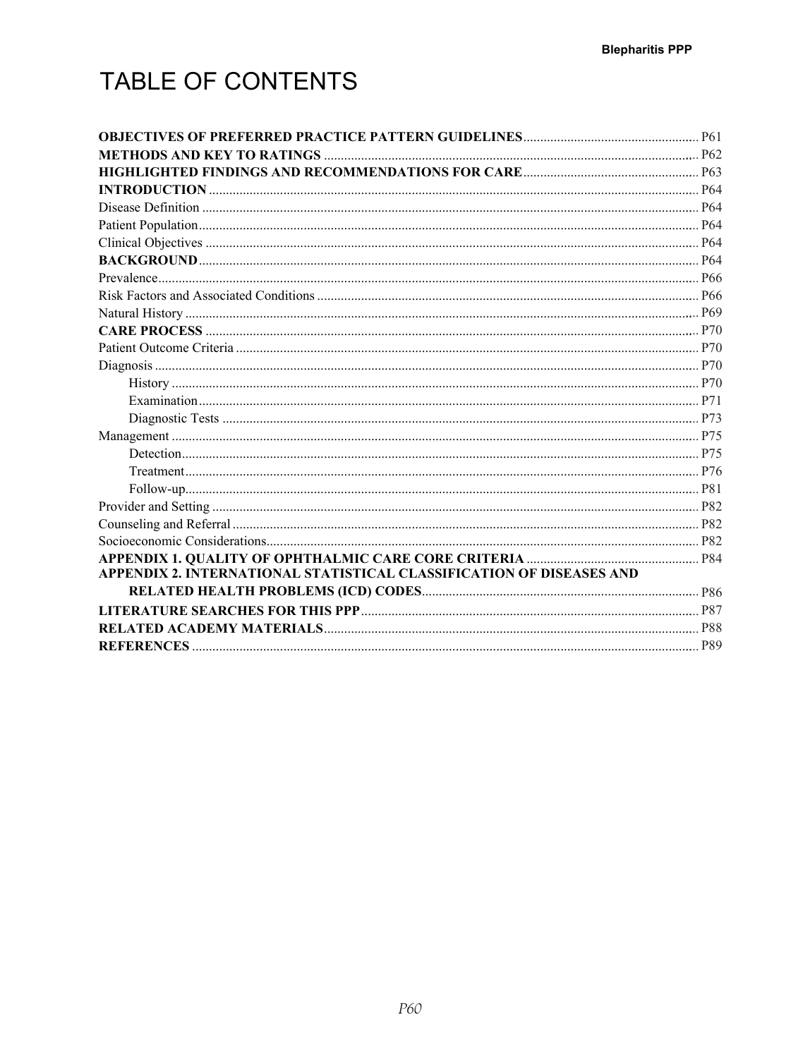# TABLE OF CONTENTS

**OBJECTIVES OF PREFERRED PRACTICE PATTERN GUIDELINES** ..... P61
**METHODS AND KEY TO RATINGS** ..... P62
**HIGHLIGHTED FINDINGS AND RECOMMENDATIONS FOR CARE** ..... P63
**INTRODUCTION** ..... P64
Disease Definition ..... P64
Patient Population ..... P64
Clinical Objectives ..... P64
**BACKGROUND** ..... P64
Prevalence ..... P66
Risk Factors and Associated Conditions ..... P66
Natural History ..... P69
**CARE PROCESS** ..... P70
Patient Outcome Criteria ..... P70
Diagnosis ..... P70
- History ..... P70
- Examination ..... P71
- Diagnostic Tests ..... P73

Management ..... P75
- Detection ..... P75
- Treatment ..... P76
- Follow-up ..... P81

Provider and Setting ..... P82
Counseling and Referral ..... P82
Socioeconomic Considerations ..... P82
**APPENDIX 1. QUALITY OF OPHTHALMIC CARE CORE CRITERIA** ..... P84
**APPENDIX 2. INTERNATIONAL STATISTICAL CLASSIFICATION OF DISEASES AND RELATED HEALTH PROBLEMS (ICD) CODES** ..... P86
**LITERATURE SEARCHES FOR THIS PPP** ..... P87
**RELATED ACADEMY MATERIALS** ..... P88
**REFERENCES** ..... P89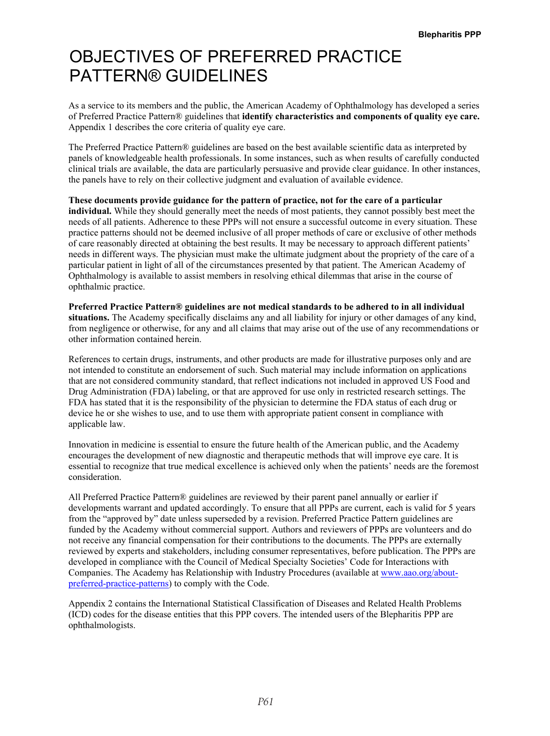# OBJECTIVES OF PREFERRED PRACTICE PATTERN® GUIDELINES

As a service to its members and the public, the American Academy of Ophthalmology has developed a series of Preferred Practice Pattern® guidelines that **identify characteristics and components of quality eye care.** Appendix 1 describes the core criteria of quality eye care.

The Preferred Practice Pattern® guidelines are based on the best available scientific data as interpreted by panels of knowledgeable health professionals. In some instances, such as when results of carefully conducted clinical trials are available, the data are particularly persuasive and provide clear guidance. In other instances, the panels have to rely on their collective judgment and evaluation of available evidence.

**These documents provide guidance for the pattern of practice, not for the care of a particular individual.** While they should generally meet the needs of most patients, they cannot possibly best meet the needs of all patients. Adherence to these PPPs will not ensure a successful outcome in every situation. These practice patterns should not be deemed inclusive of all proper methods of care or exclusive of other methods of care reasonably directed at obtaining the best results. It may be necessary to approach different patients' needs in different ways. The physician must make the ultimate judgment about the propriety of the care of a particular patient in light of all of the circumstances presented by that patient. The American Academy of Ophthalmology is available to assist members in resolving ethical dilemmas that arise in the course of ophthalmic practice.

**Preferred Practice Pattern® guidelines are not medical standards to be adhered to in all individual situations.** The Academy specifically disclaims any and all liability for injury or other damages of any kind, from negligence or otherwise, for any and all claims that may arise out of the use of any recommendations or other information contained herein.

References to certain drugs, instruments, and other products are made for illustrative purposes only and are not intended to constitute an endorsement of such. Such material may include information on applications that are not considered community standard, that reflect indications not included in approved US Food and Drug Administration (FDA) labeling, or that are approved for use only in restricted research settings. The FDA has stated that it is the responsibility of the physician to determine the FDA status of each drug or device he or she wishes to use, and to use them with appropriate patient consent in compliance with applicable law.

Innovation in medicine is essential to ensure the future health of the American public, and the Academy encourages the development of new diagnostic and therapeutic methods that will improve eye care. It is essential to recognize that true medical excellence is achieved only when the patients' needs are the foremost consideration.

All Preferred Practice Pattern® guidelines are reviewed by their parent panel annually or earlier if developments warrant and updated accordingly. To ensure that all PPPs are current, each is valid for 5 years from the "approved by" date unless superseded by a revision. Preferred Practice Pattern guidelines are funded by the Academy without commercial support. Authors and reviewers of PPPs are volunteers and do not receive any financial compensation for their contributions to the documents. The PPPs are externally reviewed by experts and stakeholders, including consumer representatives, before publication. The PPPs are developed in compliance with the Council of Medical Specialty Societies' Code for Interactions with Companies. The Academy has Relationship with Industry Procedures (available at [www.aao.org/about-preferred-practice-patterns](www.aao.org/about-preferred-practice-patterns)) to comply with the Code.

Appendix 2 contains the International Statistical Classification of Diseases and Related Health Problems (ICD) codes for the disease entities that this PPP covers. The intended users of the Blepharitis PPP are ophthalmologists.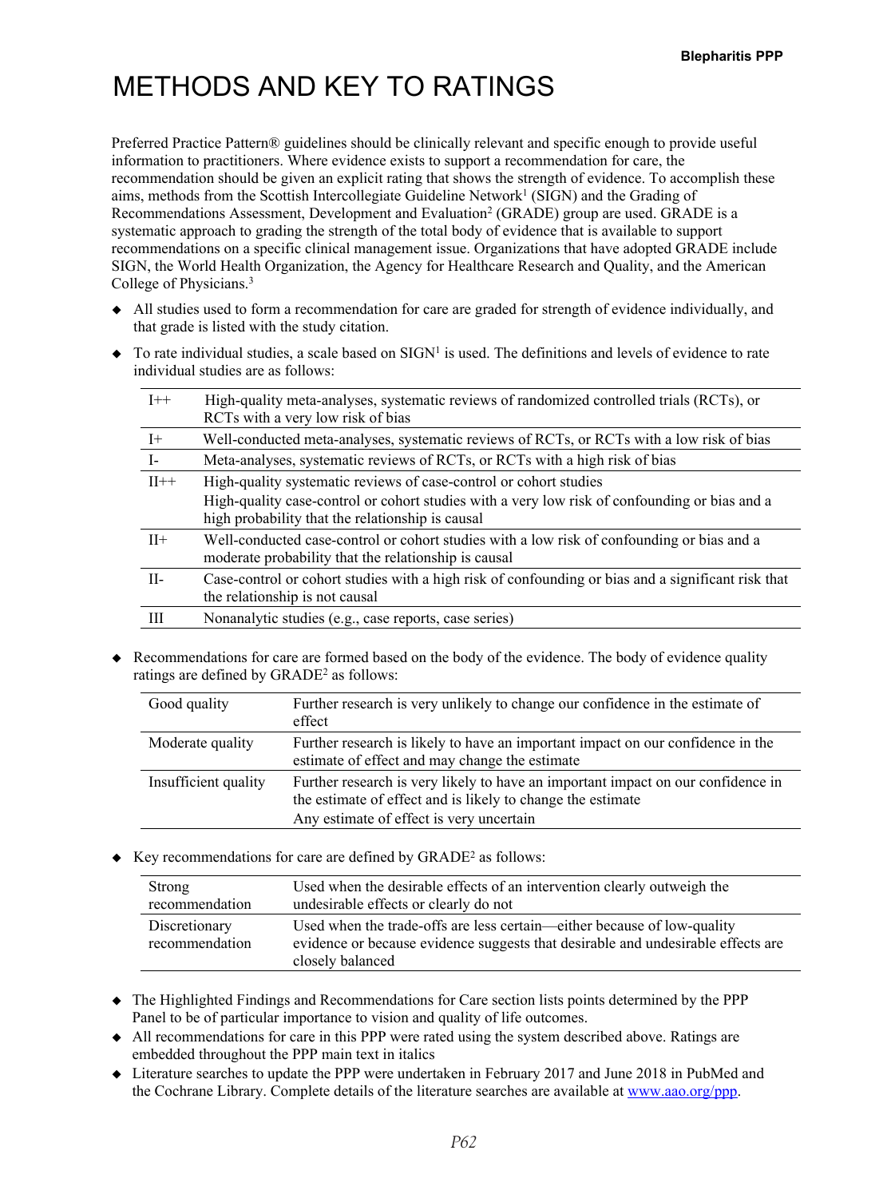# METHODS AND KEY TO RATINGS

Preferred Practice Pattern® guidelines should be clinically relevant and specific enough to provide useful information to practitioners. Where evidence exists to support a recommendation for care, the recommendation should be given an explicit rating that shows the strength of evidence. To accomplish these aims, methods from the Scottish Intercollegiate Guideline Network[1] (SIGN) and the Grading of Recommendations Assessment, Development and Evaluation[2] (GRADE) group are used. GRADE is a systematic approach to grading the strength of the total body of evidence that is available to support recommendations on a specific clinical management issue. Organizations that have adopted GRADE include SIGN, the World Health Organization, the Agency for Healthcare Research and Quality, and the American College of Physicians.[3]

- All studies used to form a recommendation for care are graded for strength of evidence individually, and that grade is listed with the study citation.
- To rate individual studies, a scale based on SIGN[1] is used. The definitions and levels of evidence to rate individual studies are as follows:

| | |
|---|---|
| I++ | High-quality meta-analyses, systematic reviews of randomized controlled trials (RCTs), or RCTs with a very low risk of bias |
| I+ | Well-conducted meta-analyses, systematic reviews of RCTs, or RCTs with a low risk of bias |
| I- | Meta-analyses, systematic reviews of RCTs, or RCTs with a high risk of bias |
| II++ | High-quality systematic reviews of case-control or cohort studies<br>High-quality case-control or cohort studies with a very low risk of confounding or bias and a high probability that the relationship is causal |
| II+ | Well-conducted case-control or cohort studies with a low risk of confounding or bias and a moderate probability that the relationship is causal |
| II- | Case-control or cohort studies with a high risk of confounding or bias and a significant risk that the relationship is not causal |
| III | Nonanalytic studies (e.g., case reports, case series) |

- Recommendations for care are formed based on the body of the evidence. The body of evidence quality ratings are defined by GRADE[2] as follows:

| | |
|---|---|
| Good quality | Further research is very unlikely to change our confidence in the estimate of effect |
| Moderate quality | Further research is likely to have an important impact on our confidence in the estimate of effect and may change the estimate |
| Insufficient quality | Further research is very likely to have an important impact on our confidence in the estimate of effect and is likely to change the estimate<br>Any estimate of effect is very uncertain |

- Key recommendations for care are defined by GRADE[2] as follows:

| | |
|---|---|
| Strong recommendation | Used when the desirable effects of an intervention clearly outweigh the undesirable effects or clearly do not |
| Discretionary recommendation | Used when the trade-offs are less certain—either because of low-quality evidence or because evidence suggests that desirable and undesirable effects are closely balanced |

- The Highlighted Findings and Recommendations for Care section lists points determined by the PPP Panel to be of particular importance to vision and quality of life outcomes.
- All recommendations for care in this PPP were rated using the system described above. Ratings are embedded throughout the PPP main text in italics
- Literature searches to update the PPP were undertaken in February 2017 and June 2018 in PubMed and the Cochrane Library. Complete details of the literature searches are available at www.aao.org/ppp.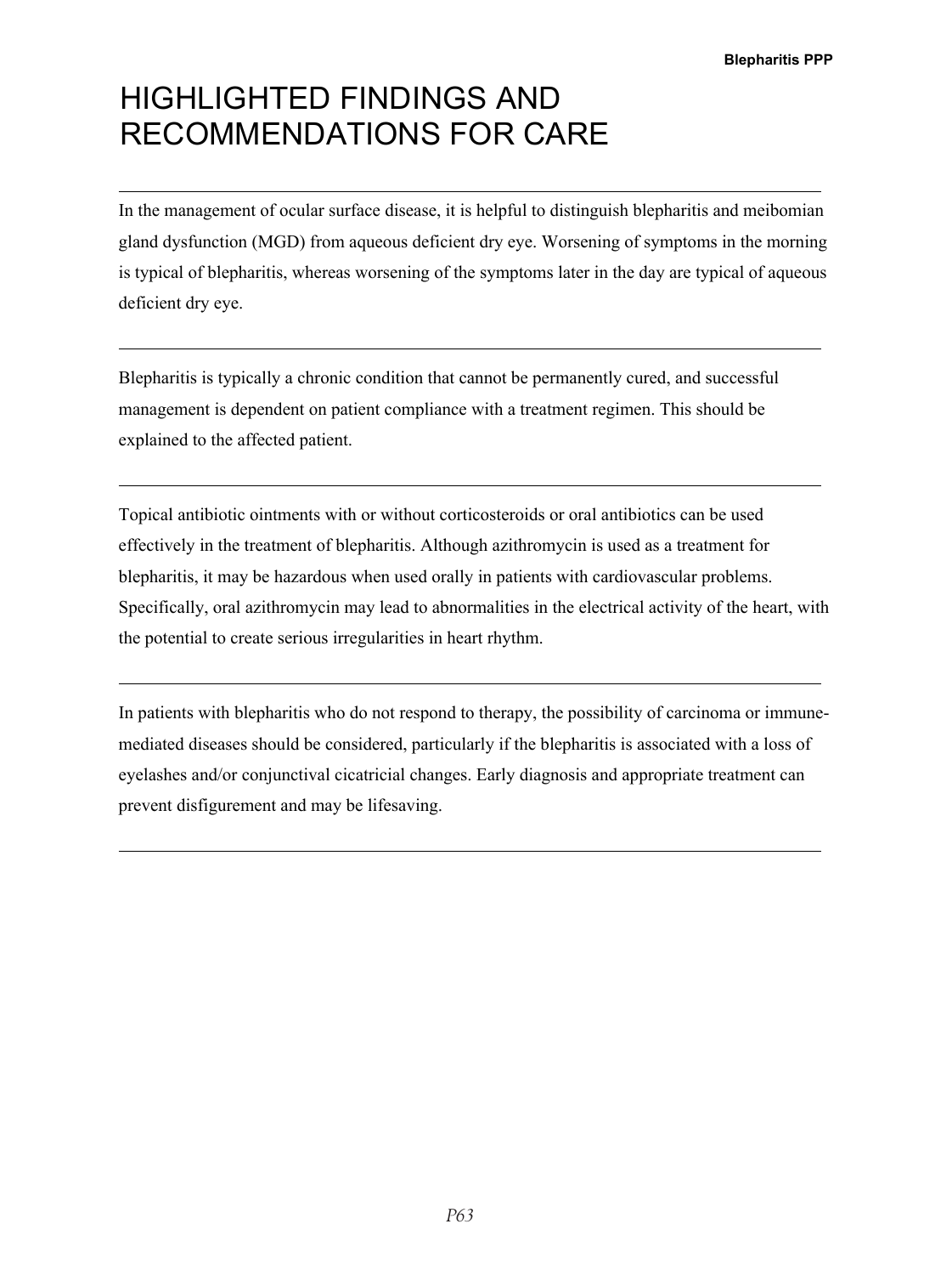# HIGHLIGHTED FINDINGS AND RECOMMENDATIONS FOR CARE

---

In the management of ocular surface disease, it is helpful to distinguish blepharitis and meibomian gland dysfunction (MGD) from aqueous deficient dry eye. Worsening of symptoms in the morning is typical of blepharitis, whereas worsening of the symptoms later in the day are typical of aqueous deficient dry eye.

---

Blepharitis is typically a chronic condition that cannot be permanently cured, and successful management is dependent on patient compliance with a treatment regimen. This should be explained to the affected patient.

---

Topical antibiotic ointments with or without corticosteroids or oral antibiotics can be used effectively in the treatment of blepharitis. Although azithromycin is used as a treatment for blepharitis, it may be hazardous when used orally in patients with cardiovascular problems. Specifically, oral azithromycin may lead to abnormalities in the electrical activity of the heart, with the potential to create serious irregularities in heart rhythm.

---

In patients with blepharitis who do not respond to therapy, the possibility of carcinoma or immune-mediated diseases should be considered, particularly if the blepharitis is associated with a loss of eyelashes and/or conjunctival cicatricial changes. Early diagnosis and appropriate treatment can prevent disfigurement and may be lifesaving.

---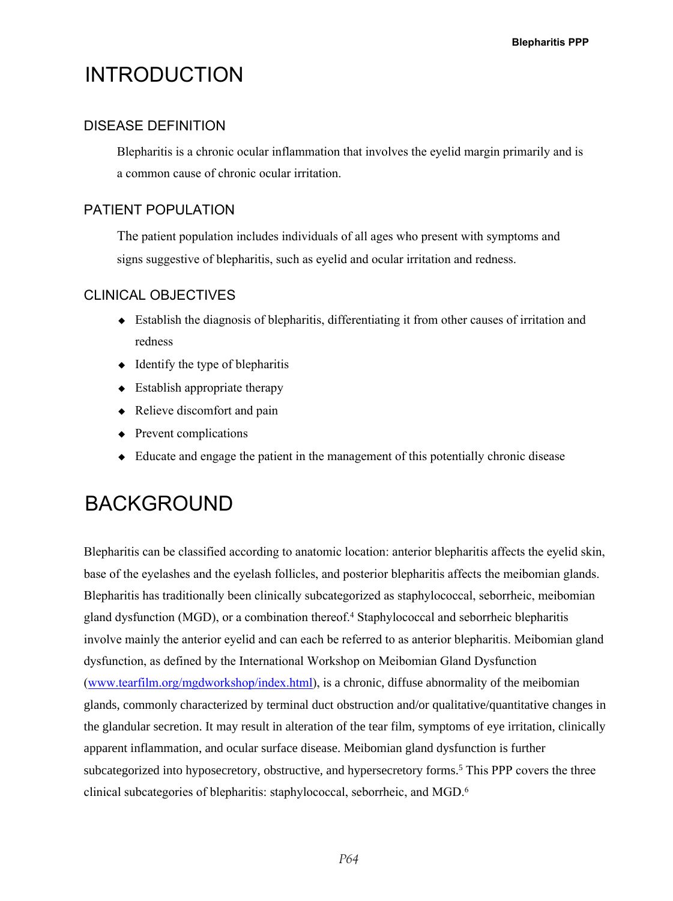# INTRODUCTION

## DISEASE DEFINITION

Blepharitis is a chronic ocular inflammation that involves the eyelid margin primarily and is a common cause of chronic ocular irritation.

## PATIENT POPULATION

The patient population includes individuals of all ages who present with symptoms and signs suggestive of blepharitis, such as eyelid and ocular irritation and redness.

## CLINICAL OBJECTIVES

- Establish the diagnosis of blepharitis, differentiating it from other causes of irritation and redness
- Identify the type of blepharitis
- Establish appropriate therapy
- Relieve discomfort and pain
- Prevent complications
- Educate and engage the patient in the management of this potentially chronic disease

# BACKGROUND

Blepharitis can be classified according to anatomic location: anterior blepharitis affects the eyelid skin, base of the eyelashes and the eyelash follicles, and posterior blepharitis affects the meibomian glands. Blepharitis has traditionally been clinically subcategorized as staphylococcal, seborrheic, meibomian gland dysfunction (MGD), or a combination thereof.[4] Staphylococcal and seborrheic blepharitis involve mainly the anterior eyelid and can each be referred to as anterior blepharitis. Meibomian gland dysfunction, as defined by the International Workshop on Meibomian Gland Dysfunction (www.tearfilm.org/mgdworkshop/index.html), is a chronic, diffuse abnormality of the meibomian glands, commonly characterized by terminal duct obstruction and/or qualitative/quantitative changes in the glandular secretion. It may result in alteration of the tear film, symptoms of eye irritation, clinically apparent inflammation, and ocular surface disease. Meibomian gland dysfunction is further subcategorized into hyposecretory, obstructive, and hypersecretory forms.[5] This PPP covers the three clinical subcategories of blepharitis: staphylococcal, seborrheic, and MGD.[6]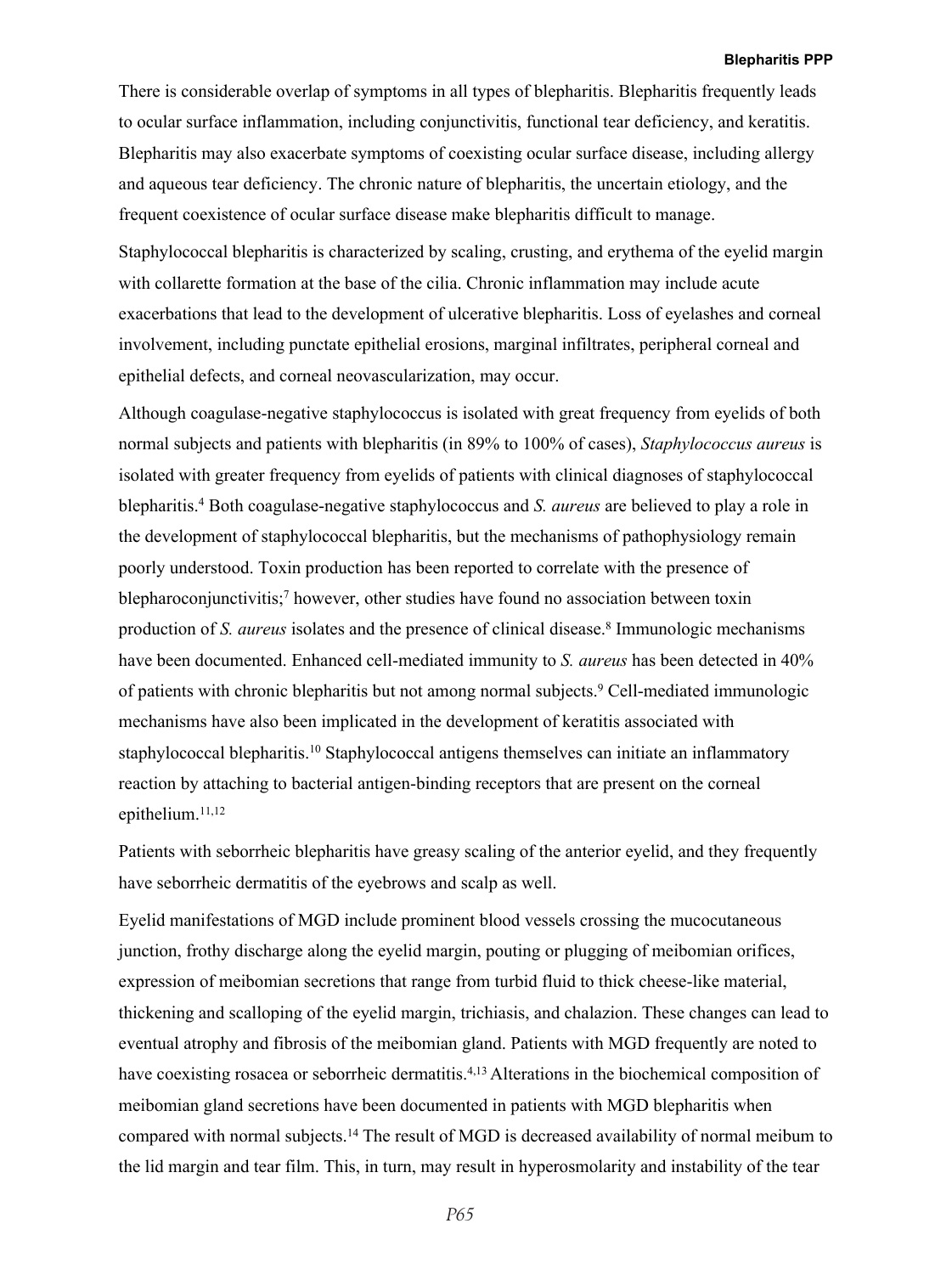There is considerable overlap of symptoms in all types of blepharitis. Blepharitis frequently leads to ocular surface inflammation, including conjunctivitis, functional tear deficiency, and keratitis. Blepharitis may also exacerbate symptoms of coexisting ocular surface disease, including allergy and aqueous tear deficiency. The chronic nature of blepharitis, the uncertain etiology, and the frequent coexistence of ocular surface disease make blepharitis difficult to manage.

Staphylococcal blepharitis is characterized by scaling, crusting, and erythema of the eyelid margin with collarette formation at the base of the cilia. Chronic inflammation may include acute exacerbations that lead to the development of ulcerative blepharitis. Loss of eyelashes and corneal involvement, including punctate epithelial erosions, marginal infiltrates, peripheral corneal and epithelial defects, and corneal neovascularization, may occur.

Although coagulase-negative staphylococcus is isolated with great frequency from eyelids of both normal subjects and patients with blepharitis (in 89% to 100% of cases), *Staphylococcus aureus* is isolated with greater frequency from eyelids of patients with clinical diagnoses of staphylococcal blepharitis.[4] Both coagulase-negative staphylococcus and *S. aureus* are believed to play a role in the development of staphylococcal blepharitis, but the mechanisms of pathophysiology remain poorly understood. Toxin production has been reported to correlate with the presence of blepharoconjunctivitis;[7] however, other studies have found no association between toxin production of *S. aureus* isolates and the presence of clinical disease.[8] Immunologic mechanisms have been documented. Enhanced cell-mediated immunity to *S. aureus* has been detected in 40% of patients with chronic blepharitis but not among normal subjects.[9] Cell-mediated immunologic mechanisms have also been implicated in the development of keratitis associated with staphylococcal blepharitis.[10] Staphylococcal antigens themselves can initiate an inflammatory reaction by attaching to bacterial antigen-binding receptors that are present on the corneal epithelium.[11,12]

Patients with seborrheic blepharitis have greasy scaling of the anterior eyelid, and they frequently have seborrheic dermatitis of the eyebrows and scalp as well.

Eyelid manifestations of MGD include prominent blood vessels crossing the mucocutaneous junction, frothy discharge along the eyelid margin, pouting or plugging of meibomian orifices, expression of meibomian secretions that range from turbid fluid to thick cheese-like material, thickening and scalloping of the eyelid margin, trichiasis, and chalazion. These changes can lead to eventual atrophy and fibrosis of the meibomian gland. Patients with MGD frequently are noted to have coexisting rosacea or seborrheic dermatitis.[4,13] Alterations in the biochemical composition of meibomian gland secretions have been documented in patients with MGD blepharitis when compared with normal subjects.[14] The result of MGD is decreased availability of normal meibum to the lid margin and tear film. This, in turn, may result in hyperosmolarity and instability of the tear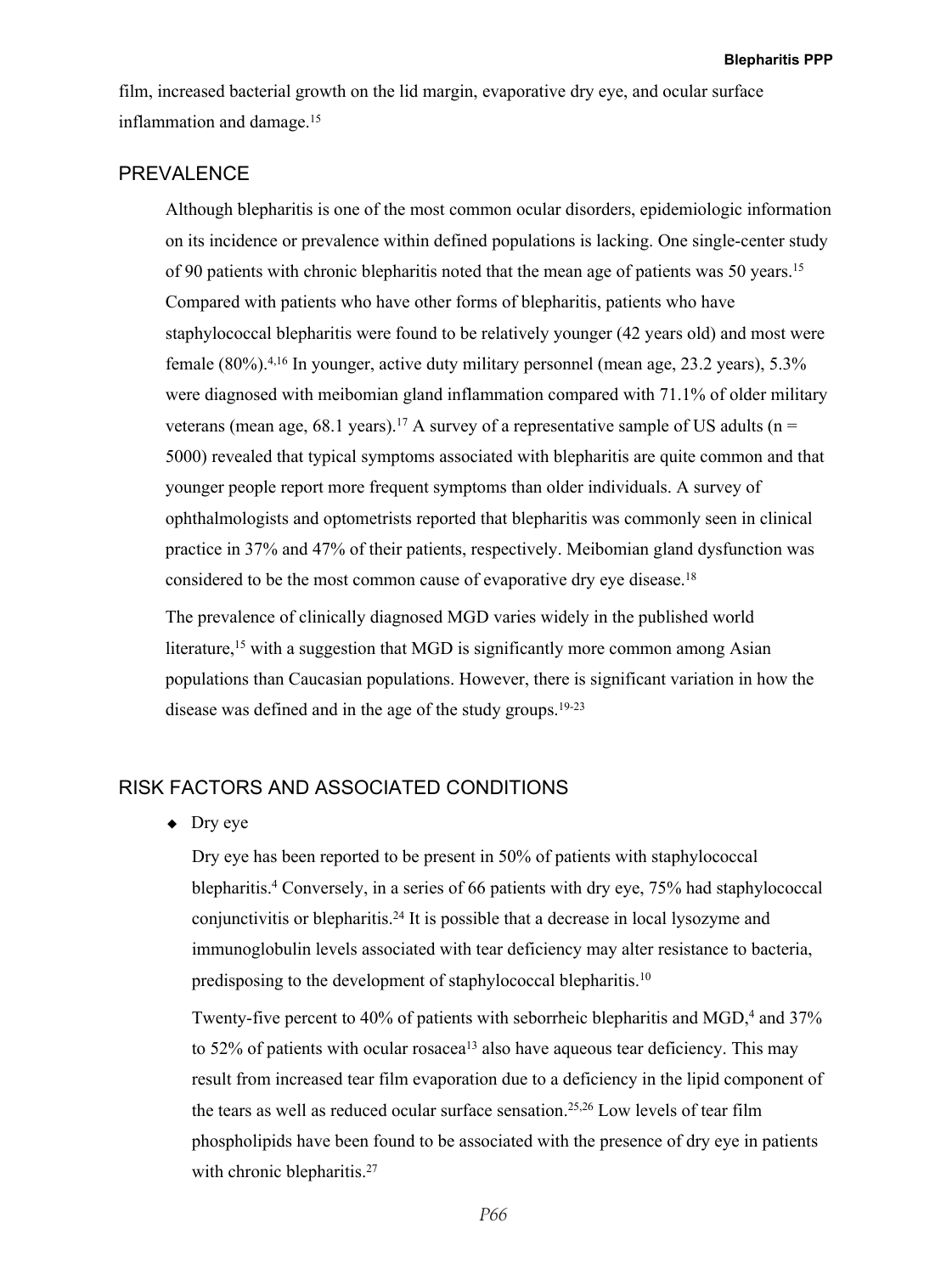film, increased bacterial growth on the lid margin, evaporative dry eye, and ocular surface inflammation and damage.[15]

## PREVALENCE

Although blepharitis is one of the most common ocular disorders, epidemiologic information on its incidence or prevalence within defined populations is lacking. One single-center study of 90 patients with chronic blepharitis noted that the mean age of patients was 50 years.[15] Compared with patients who have other forms of blepharitis, patients who have staphylococcal blepharitis were found to be relatively younger (42 years old) and most were female (80%).[4,16] In younger, active duty military personnel (mean age, 23.2 years), 5.3% were diagnosed with meibomian gland inflammation compared with 71.1% of older military veterans (mean age, 68.1 years).[17] A survey of a representative sample of US adults (n = 5000) revealed that typical symptoms associated with blepharitis are quite common and that younger people report more frequent symptoms than older individuals. A survey of ophthalmologists and optometrists reported that blepharitis was commonly seen in clinical practice in 37% and 47% of their patients, respectively. Meibomian gland dysfunction was considered to be the most common cause of evaporative dry eye disease.[18]

The prevalence of clinically diagnosed MGD varies widely in the published world literature,[15] with a suggestion that MGD is significantly more common among Asian populations than Caucasian populations. However, there is significant variation in how the disease was defined and in the age of the study groups.[19-23]

## RISK FACTORS AND ASSOCIATED CONDITIONS

- Dry eye

  Dry eye has been reported to be present in 50% of patients with staphylococcal blepharitis.[4] Conversely, in a series of 66 patients with dry eye, 75% had staphylococcal conjunctivitis or blepharitis.[24] It is possible that a decrease in local lysozyme and immunoglobulin levels associated with tear deficiency may alter resistance to bacteria, predisposing to the development of staphylococcal blepharitis.[10]

  Twenty-five percent to 40% of patients with seborrheic blepharitis and MGD,[4] and 37% to 52% of patients with ocular rosacea[13] also have aqueous tear deficiency. This may result from increased tear film evaporation due to a deficiency in the lipid component of the tears as well as reduced ocular surface sensation.[25,26] Low levels of tear film phospholipids have been found to be associated with the presence of dry eye in patients with chronic blepharitis.[27]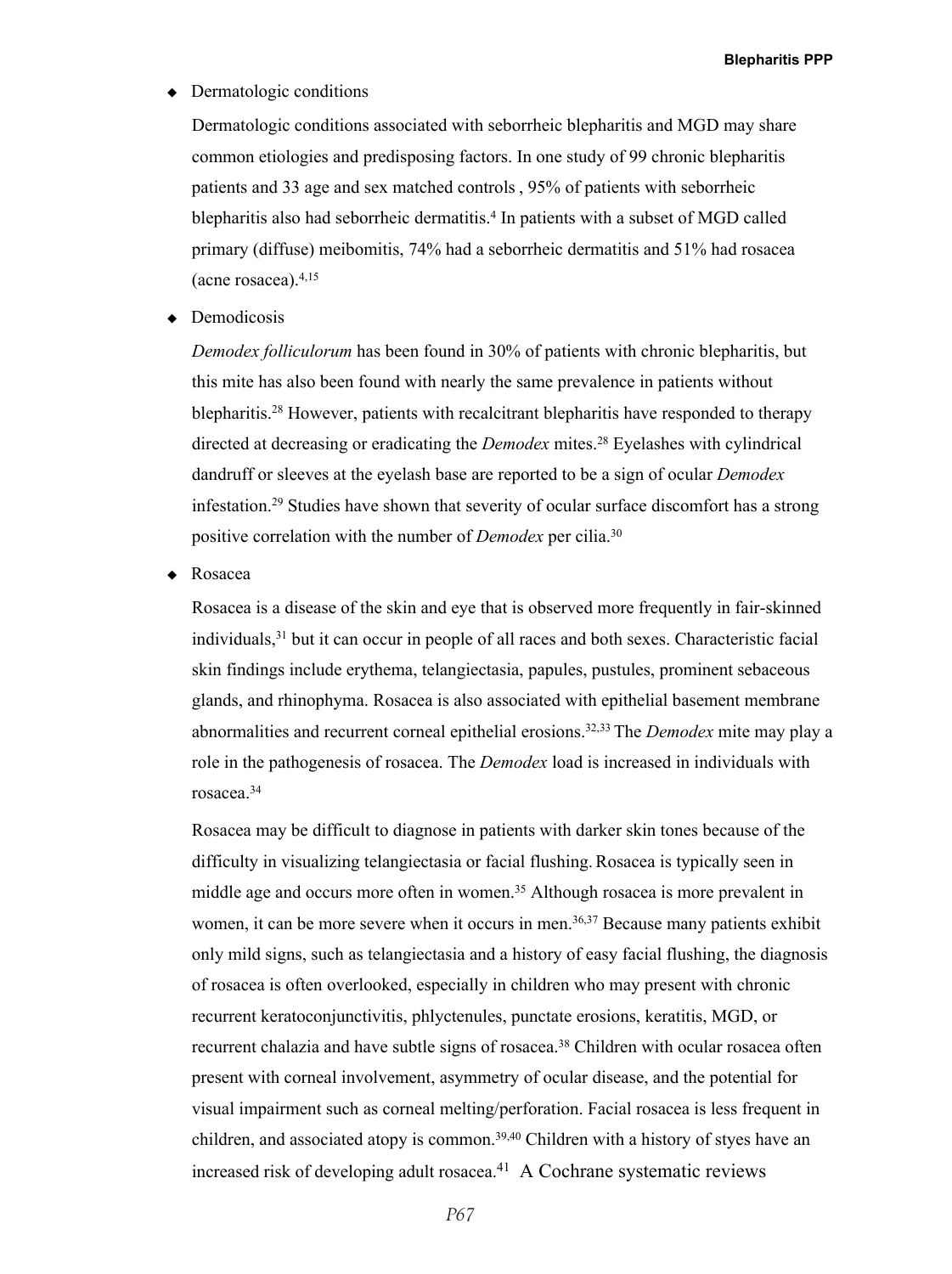- Dermatologic conditions

  Dermatologic conditions associated with seborrheic blepharitis and MGD may share common etiologies and predisposing factors. In one study of 99 chronic blepharitis patients and 33 age and sex matched controls , 95% of patients with seborrheic blepharitis also had seborrheic dermatitis.[4] In patients with a subset of MGD called primary (diffuse) meibomitis, 74% had a seborrheic dermatitis and 51% had rosacea (acne rosacea).[4,15]

- Demodicosis

  *Demodex folliculorum* has been found in 30% of patients with chronic blepharitis, but this mite has also been found with nearly the same prevalence in patients without blepharitis.[28] However, patients with recalcitrant blepharitis have responded to therapy directed at decreasing or eradicating the *Demodex* mites.[28] Eyelashes with cylindrical dandruff or sleeves at the eyelash base are reported to be a sign of ocular *Demodex* infestation.[29] Studies have shown that severity of ocular surface discomfort has a strong positive correlation with the number of *Demodex* per cilia.[30]

- Rosacea

  Rosacea is a disease of the skin and eye that is observed more frequently in fair-skinned individuals,[31] but it can occur in people of all races and both sexes. Characteristic facial skin findings include erythema, telangiectasia, papules, pustules, prominent sebaceous glands, and rhinophyma. Rosacea is also associated with epithelial basement membrane abnormalities and recurrent corneal epithelial erosions.[32,33] The *Demodex* mite may play a role in the pathogenesis of rosacea. The *Demodex* load is increased in individuals with rosacea.[34]

  Rosacea may be difficult to diagnose in patients with darker skin tones because of the difficulty in visualizing telangiectasia or facial flushing. Rosacea is typically seen in middle age and occurs more often in women.[35] Although rosacea is more prevalent in women, it can be more severe when it occurs in men.[36,37] Because many patients exhibit only mild signs, such as telangiectasia and a history of easy facial flushing, the diagnosis of rosacea is often overlooked, especially in children who may present with chronic recurrent keratoconjunctivitis, phlyctenules, punctate erosions, keratitis, MGD, or recurrent chalazia and have subtle signs of rosacea.[38] Children with ocular rosacea often present with corneal involvement, asymmetry of ocular disease, and the potential for visual impairment such as corneal melting/perforation. Facial rosacea is less frequent in children, and associated atopy is common.[39,40] Children with a history of styes have an increased risk of developing adult rosacea.[41] A Cochrane systematic reviews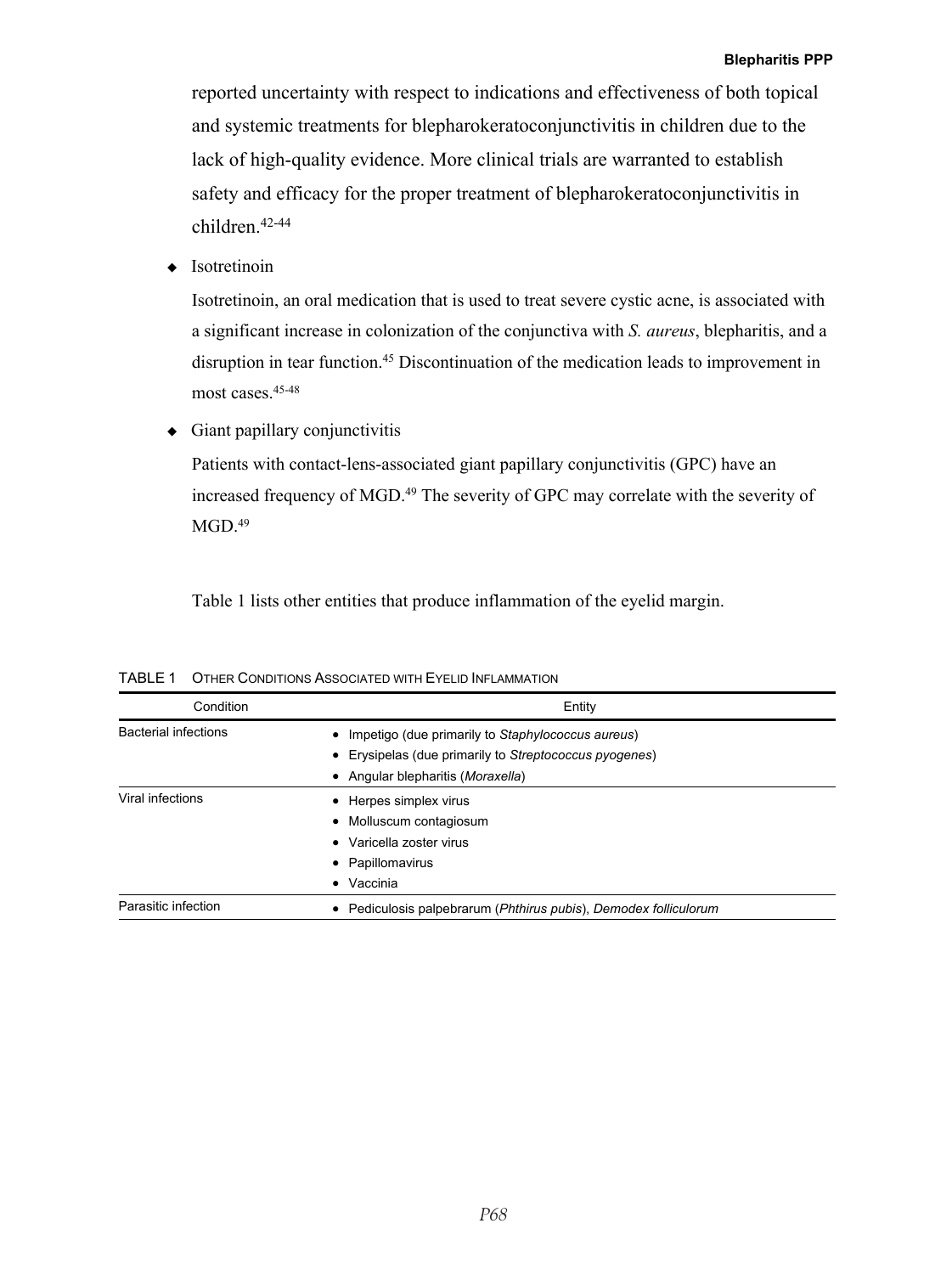reported uncertainty with respect to indications and effectiveness of both topical and systemic treatments for blepharokeratoconjunctivitis in children due to the lack of high-quality evidence. More clinical trials are warranted to establish safety and efficacy for the proper treatment of blepharokeratoconjunctivitis in children.[42-44]

- Isotretinoin

  Isotretinoin, an oral medication that is used to treat severe cystic acne, is associated with a significant increase in colonization of the conjunctiva with *S. aureus*, blepharitis, and a disruption in tear function.[45] Discontinuation of the medication leads to improvement in most cases.[45-48]

- Giant papillary conjunctivitis

  Patients with contact-lens-associated giant papillary conjunctivitis (GPC) have an increased frequency of MGD.[49] The severity of GPC may correlate with the severity of MGD.[49]

Table 1 lists other entities that produce inflammation of the eyelid margin.

TABLE 1 OTHER CONDITIONS ASSOCIATED WITH EYELID INFLAMMATION

| Condition | Entity |
|---|---|
| Bacterial infections | • Impetigo (due primarily to *Staphylococcus aureus*)<br>• Erysipelas (due primarily to *Streptococcus pyogenes*)<br>• Angular blepharitis (*Moraxella*) |
| Viral infections | • Herpes simplex virus<br>• Molluscum contagiosum<br>• Varicella zoster virus<br>• Papillomavirus<br>• Vaccinia |
| Parasitic infection | • Pediculosis palpebrarum (*Phthirus pubis*), *Demodex folliculorum* |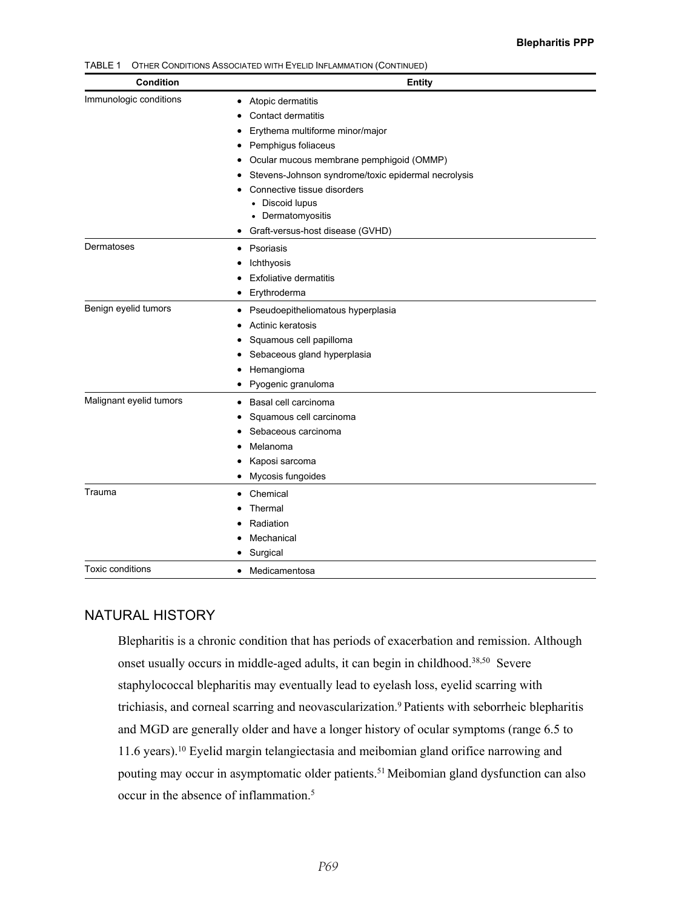TABLE 1 Other Conditions Associated with Eyelid Inflammation (Continued)

| Condition | Entity |
|---|---|
| Immunologic conditions | • Atopic dermatitis<br>• Contact dermatitis<br>• Erythema multiforme minor/major<br>• Pemphigus foliaceus<br>• Ocular mucous membrane pemphigoid (OMMP)<br>• Stevens-Johnson syndrome/toxic epidermal necrolysis<br>• Connective tissue disorders<br>  • Discoid lupus<br>  • Dermatomyositis<br>• Graft-versus-host disease (GVHD) |
| Dermatoses | • Psoriasis<br>• Ichthyosis<br>• Exfoliative dermatitis<br>• Erythroderma |
| Benign eyelid tumors | • Pseudoepitheliomatous hyperplasia<br>• Actinic keratosis<br>• Squamous cell papilloma<br>• Sebaceous gland hyperplasia<br>• Hemangioma<br>• Pyogenic granuloma |
| Malignant eyelid tumors | • Basal cell carcinoma<br>• Squamous cell carcinoma<br>• Sebaceous carcinoma<br>• Melanoma<br>• Kaposi sarcoma<br>• Mycosis fungoides |
| Trauma | • Chemical<br>• Thermal<br>• Radiation<br>• Mechanical<br>• Surgical |
| Toxic conditions | • Medicamentosa |

## NATURAL HISTORY

Blepharitis is a chronic condition that has periods of exacerbation and remission. Although onset usually occurs in middle-aged adults, it can begin in childhood.[38,50] Severe staphylococcal blepharitis may eventually lead to eyelash loss, eyelid scarring with trichiasis, and corneal scarring and neovascularization.[9] Patients with seborrheic blepharitis and MGD are generally older and have a longer history of ocular symptoms (range 6.5 to 11.6 years).[10] Eyelid margin telangiectasia and meibomian gland orifice narrowing and pouting may occur in asymptomatic older patients.[51] Meibomian gland dysfunction can also occur in the absence of inflammation.[5]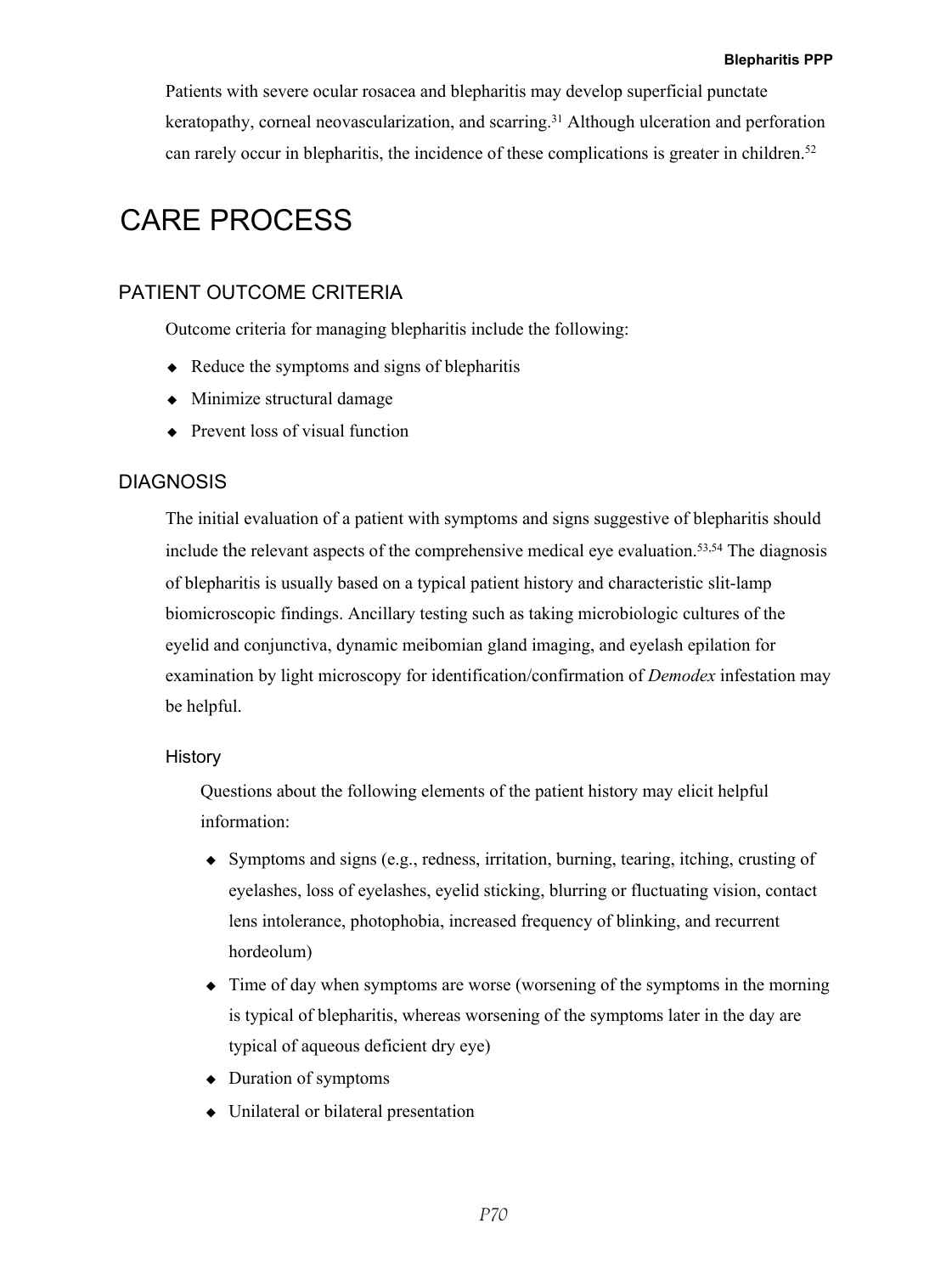Patients with severe ocular rosacea and blepharitis may develop superficial punctate keratopathy, corneal neovascularization, and scarring.[31] Although ulceration and perforation can rarely occur in blepharitis, the incidence of these complications is greater in children.[52]

# CARE PROCESS

## PATIENT OUTCOME CRITERIA

Outcome criteria for managing blepharitis include the following:

- Reduce the symptoms and signs of blepharitis
- Minimize structural damage
- Prevent loss of visual function

## DIAGNOSIS

The initial evaluation of a patient with symptoms and signs suggestive of blepharitis should include the relevant aspects of the comprehensive medical eye evaluation.[53,54] The diagnosis of blepharitis is usually based on a typical patient history and characteristic slit-lamp biomicroscopic findings. Ancillary testing such as taking microbiologic cultures of the eyelid and conjunctiva, dynamic meibomian gland imaging, and eyelash epilation for examination by light microscopy for identification/confirmation of *Demodex* infestation may be helpful.

### History

Questions about the following elements of the patient history may elicit helpful information:

- Symptoms and signs (e.g., redness, irritation, burning, tearing, itching, crusting of eyelashes, loss of eyelashes, eyelid sticking, blurring or fluctuating vision, contact lens intolerance, photophobia, increased frequency of blinking, and recurrent hordeolum)
- Time of day when symptoms are worse (worsening of the symptoms in the morning is typical of blepharitis, whereas worsening of the symptoms later in the day are typical of aqueous deficient dry eye)
- Duration of symptoms
- Unilateral or bilateral presentation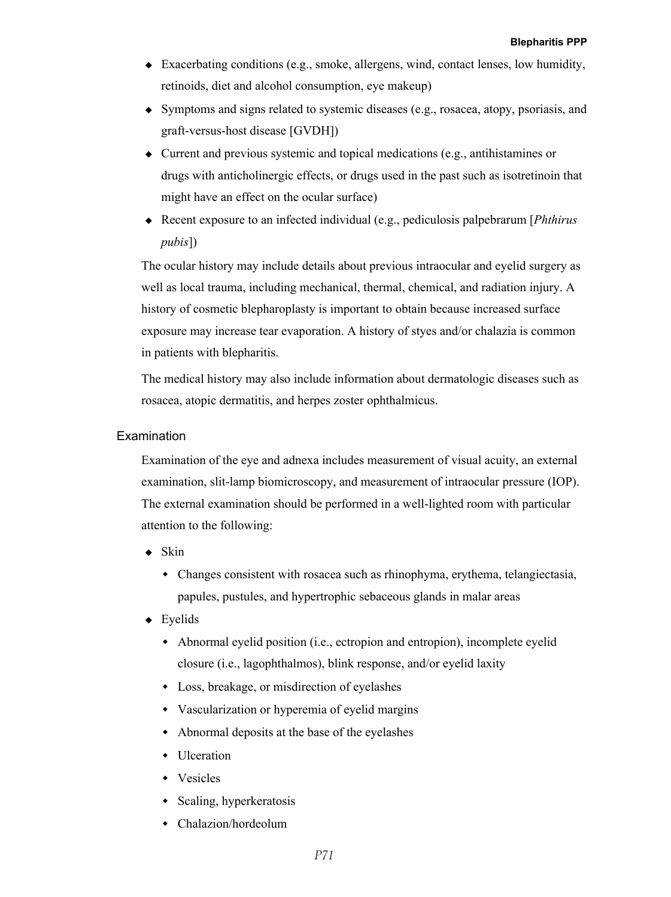- Exacerbating conditions (e.g., smoke, allergens, wind, contact lenses, low humidity, retinoids, diet and alcohol consumption, eye makeup)
- Symptoms and signs related to systemic diseases (e.g., rosacea, atopy, psoriasis, and graft-versus-host disease [GVDH])
- Current and previous systemic and topical medications (e.g., antihistamines or drugs with anticholinergic effects, or drugs used in the past such as isotretinoin that might have an effect on the ocular surface)
- Recent exposure to an infected individual (e.g., pediculosis palpebrarum [*Phthirus pubis*])

The ocular history may include details about previous intraocular and eyelid surgery as well as local trauma, including mechanical, thermal, chemical, and radiation injury. A history of cosmetic blepharoplasty is important to obtain because increased surface exposure may increase tear evaporation. A history of styes and/or chalazia is common in patients with blepharitis.

The medical history may also include information about dermatologic diseases such as rosacea, atopic dermatitis, and herpes zoster ophthalmicus.

### Examination

Examination of the eye and adnexa includes measurement of visual acuity, an external examination, slit-lamp biomicroscopy, and measurement of intraocular pressure (IOP). The external examination should be performed in a well-lighted room with particular attention to the following:

- Skin
  - Changes consistent with rosacea such as rhinophyma, erythema, telangiectasia, papules, pustules, and hypertrophic sebaceous glands in malar areas
- Eyelids
  - Abnormal eyelid position (i.e., ectropion and entropion), incomplete eyelid closure (i.e., lagophthalmos), blink response, and/or eyelid laxity
  - Loss, breakage, or misdirection of eyelashes
  - Vascularization or hyperemia of eyelid margins
  - Abnormal deposits at the base of the eyelashes
  - Ulceration
  - Vesicles
  - Scaling, hyperkeratosis
  - Chalazion/hordeolum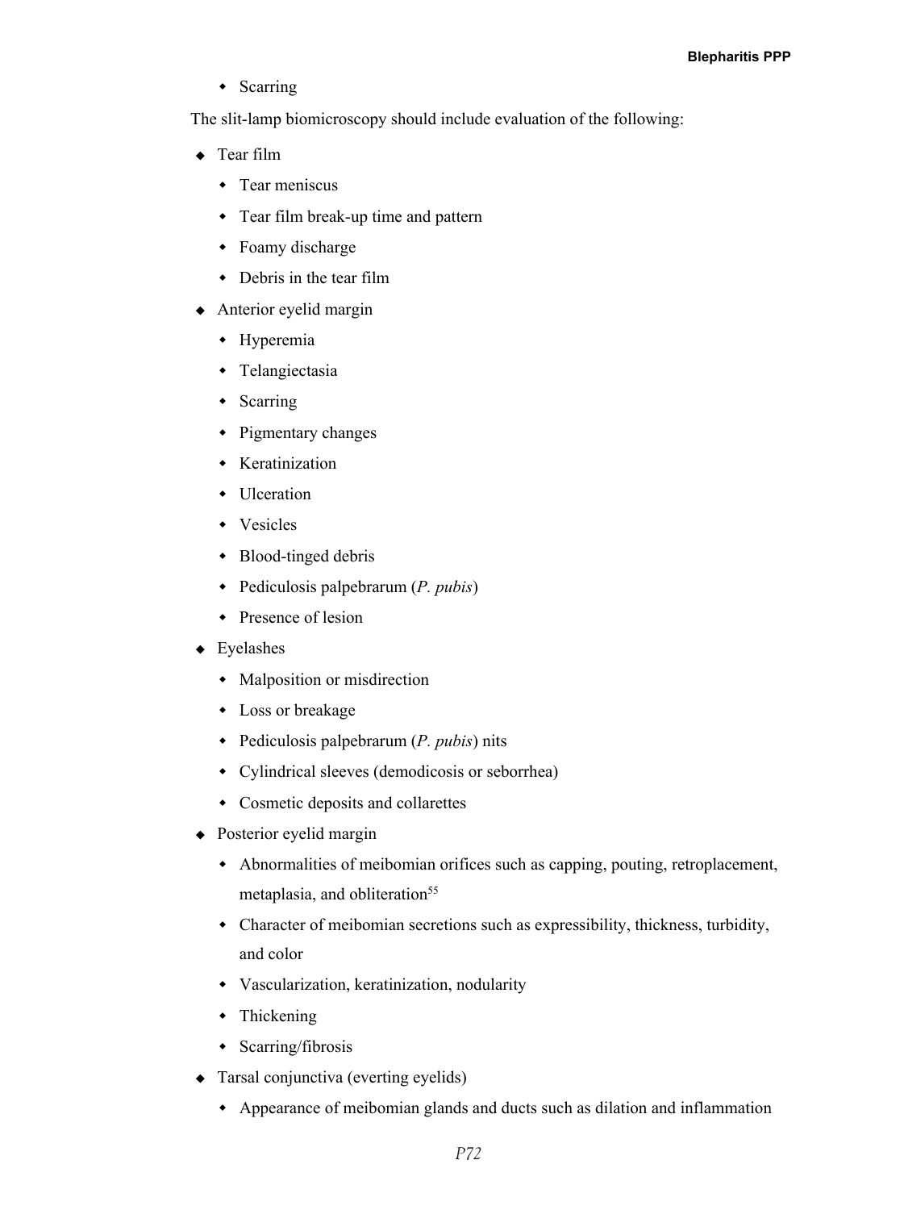- Scarring

The slit-lamp biomicroscopy should include evaluation of the following:

- Tear film
  - Tear meniscus
  - Tear film break-up time and pattern
  - Foamy discharge
  - Debris in the tear film
- Anterior eyelid margin
  - Hyperemia
  - Telangiectasia
  - Scarring
  - Pigmentary changes
  - Keratinization
  - Ulceration
  - Vesicles
  - Blood-tinged debris
  - Pediculosis palpebrarum (*P. pubis*)
  - Presence of lesion
- Eyelashes
  - Malposition or misdirection
  - Loss or breakage
  - Pediculosis palpebrarum (*P. pubis*) nits
  - Cylindrical sleeves (demodicosis or seborrhea)
  - Cosmetic deposits and collarettes
- Posterior eyelid margin
  - Abnormalities of meibomian orifices such as capping, pouting, retroplacement, metaplasia, and obliteration[55]
  - Character of meibomian secretions such as expressibility, thickness, turbidity, and color
  - Vascularization, keratinization, nodularity
  - Thickening
  - Scarring/fibrosis
- Tarsal conjunctiva (everting eyelids)
  - Appearance of meibomian glands and ducts such as dilation and inflammation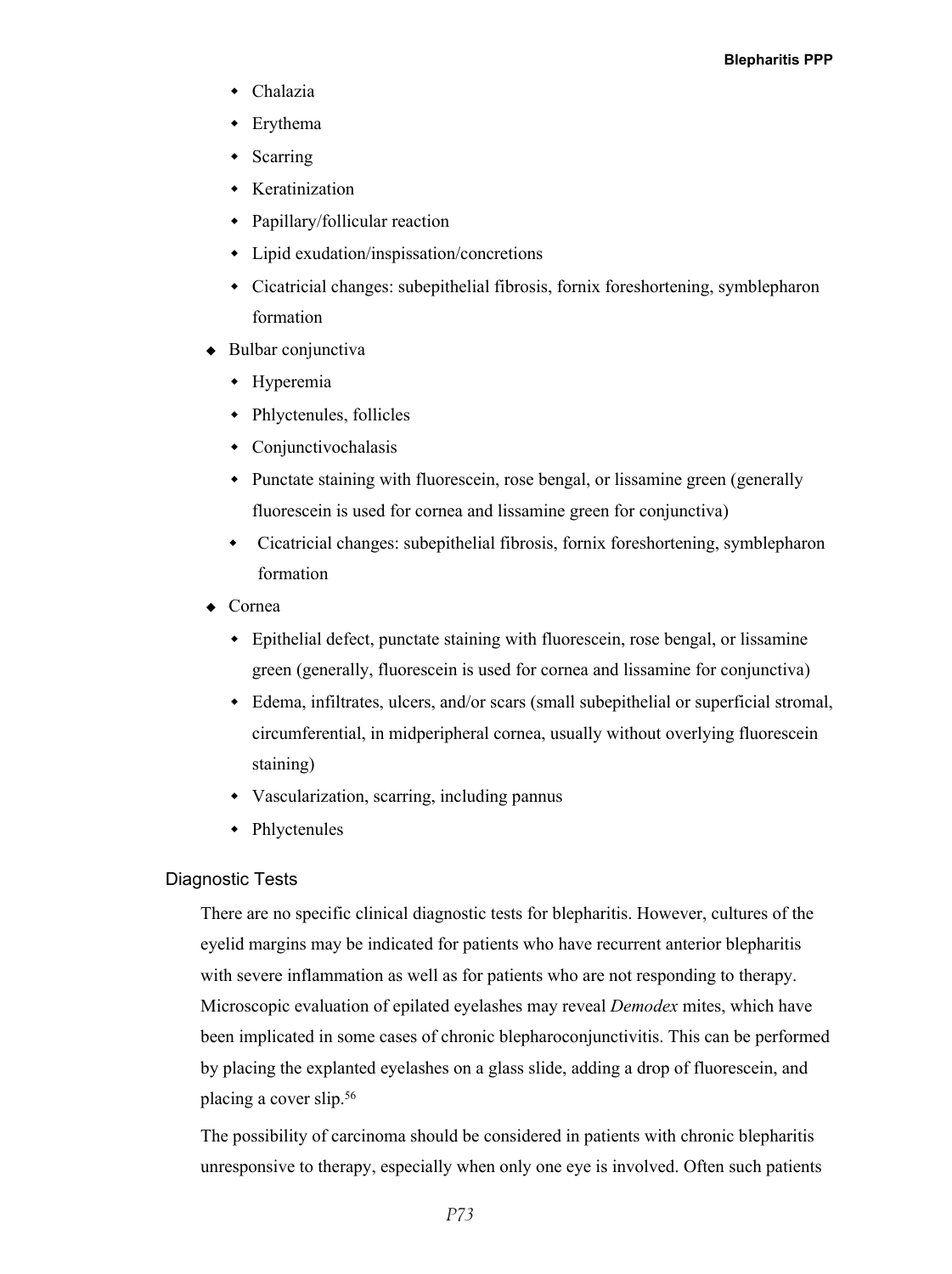- Chalazia
  - Erythema
  - Scarring
  - Keratinization
  - Papillary/follicular reaction
  - Lipid exudation/inspissation/concretions
  - Cicatricial changes: subepithelial fibrosis, fornix foreshortening, symblepharon formation
- Bulbar conjunctiva
  - Hyperemia
  - Phlyctenules, follicles
  - Conjunctivochalasis
  - Punctate staining with fluorescein, rose bengal, or lissamine green (generally fluorescein is used for cornea and lissamine green for conjunctiva)
  - Cicatricial changes: subepithelial fibrosis, fornix foreshortening, symblepharon formation
- Cornea
  - Epithelial defect, punctate staining with fluorescein, rose bengal, or lissamine green (generally, fluorescein is used for cornea and lissamine for conjunctiva)
  - Edema, infiltrates, ulcers, and/or scars (small subepithelial or superficial stromal, circumferential, in midperipheral cornea, usually without overlying fluorescein staining)
  - Vascularization, scarring, including pannus
  - Phlyctenules

### Diagnostic Tests

There are no specific clinical diagnostic tests for blepharitis. However, cultures of the eyelid margins may be indicated for patients who have recurrent anterior blepharitis with severe inflammation as well as for patients who are not responding to therapy. Microscopic evaluation of epilated eyelashes may reveal *Demodex* mites, which have been implicated in some cases of chronic blepharoconjunctivitis. This can be performed by placing the explanted eyelashes on a glass slide, adding a drop of fluorescein, and placing a cover slip.[56]

The possibility of carcinoma should be considered in patients with chronic blepharitis unresponsive to therapy, especially when only one eye is involved. Often such patients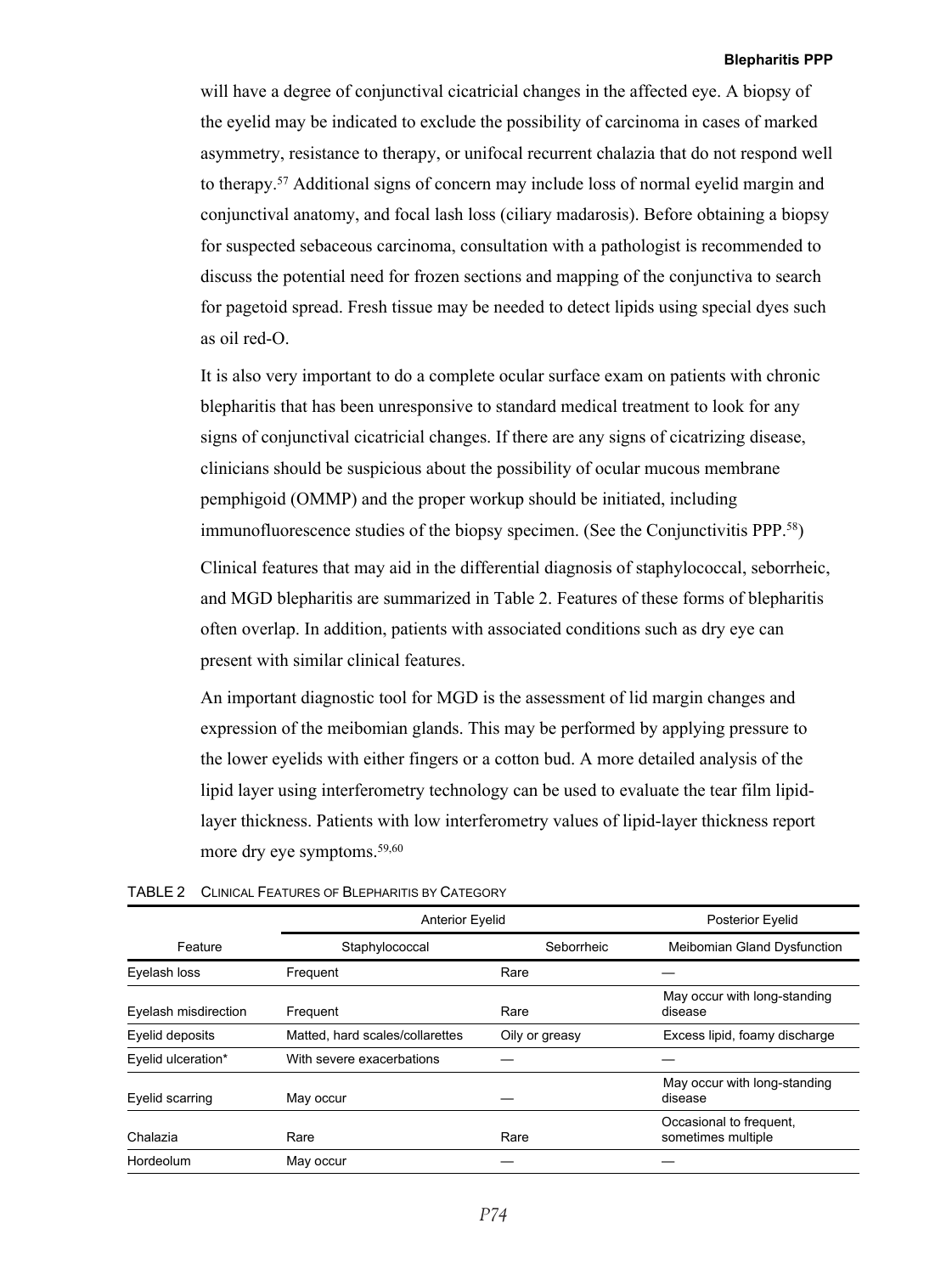will have a degree of conjunctival cicatricial changes in the affected eye. A biopsy of the eyelid may be indicated to exclude the possibility of carcinoma in cases of marked asymmetry, resistance to therapy, or unifocal recurrent chalazia that do not respond well to therapy.[57] Additional signs of concern may include loss of normal eyelid margin and conjunctival anatomy, and focal lash loss (ciliary madarosis). Before obtaining a biopsy for suspected sebaceous carcinoma, consultation with a pathologist is recommended to discuss the potential need for frozen sections and mapping of the conjunctiva to search for pagetoid spread. Fresh tissue may be needed to detect lipids using special dyes such as oil red-O.

It is also very important to do a complete ocular surface exam on patients with chronic blepharitis that has been unresponsive to standard medical treatment to look for any signs of conjunctival cicatricial changes. If there are any signs of cicatrizing disease, clinicians should be suspicious about the possibility of ocular mucous membrane pemphigoid (OMMP) and the proper workup should be initiated, including immunofluorescence studies of the biopsy specimen. (See the Conjunctivitis PPP.[58])

Clinical features that may aid in the differential diagnosis of staphylococcal, seborrheic, and MGD blepharitis are summarized in Table 2. Features of these forms of blepharitis often overlap. In addition, patients with associated conditions such as dry eye can present with similar clinical features.

An important diagnostic tool for MGD is the assessment of lid margin changes and expression of the meibomian glands. This may be performed by applying pressure to the lower eyelids with either fingers or a cotton bud. A more detailed analysis of the lipid layer using interferometry technology can be used to evaluate the tear film lipid-layer thickness. Patients with low interferometry values of lipid-layer thickness report more dry eye symptoms.[59,60]

TABLE 2 Clinical Features of Blepharitis by Category

| | Anterior Eyelid | | Posterior Eyelid |
|---|---|---|---|
| Feature | Staphylococcal | Seborrheic | Meibomian Gland Dysfunction |
| Eyelash loss | Frequent | Rare | — |
| Eyelash misdirection | Frequent | Rare | May occur with long-standing disease |
| Eyelid deposits | Matted, hard scales/collarettes | Oily or greasy | Excess lipid, foamy discharge |
| Eyelid ulceration* | With severe exacerbations | — | — |
| Eyelid scarring | May occur | — | May occur with long-standing disease |
| Chalazia | Rare | Rare | Occasional to frequent, sometimes multiple |
| Hordeolum | May occur | — | — |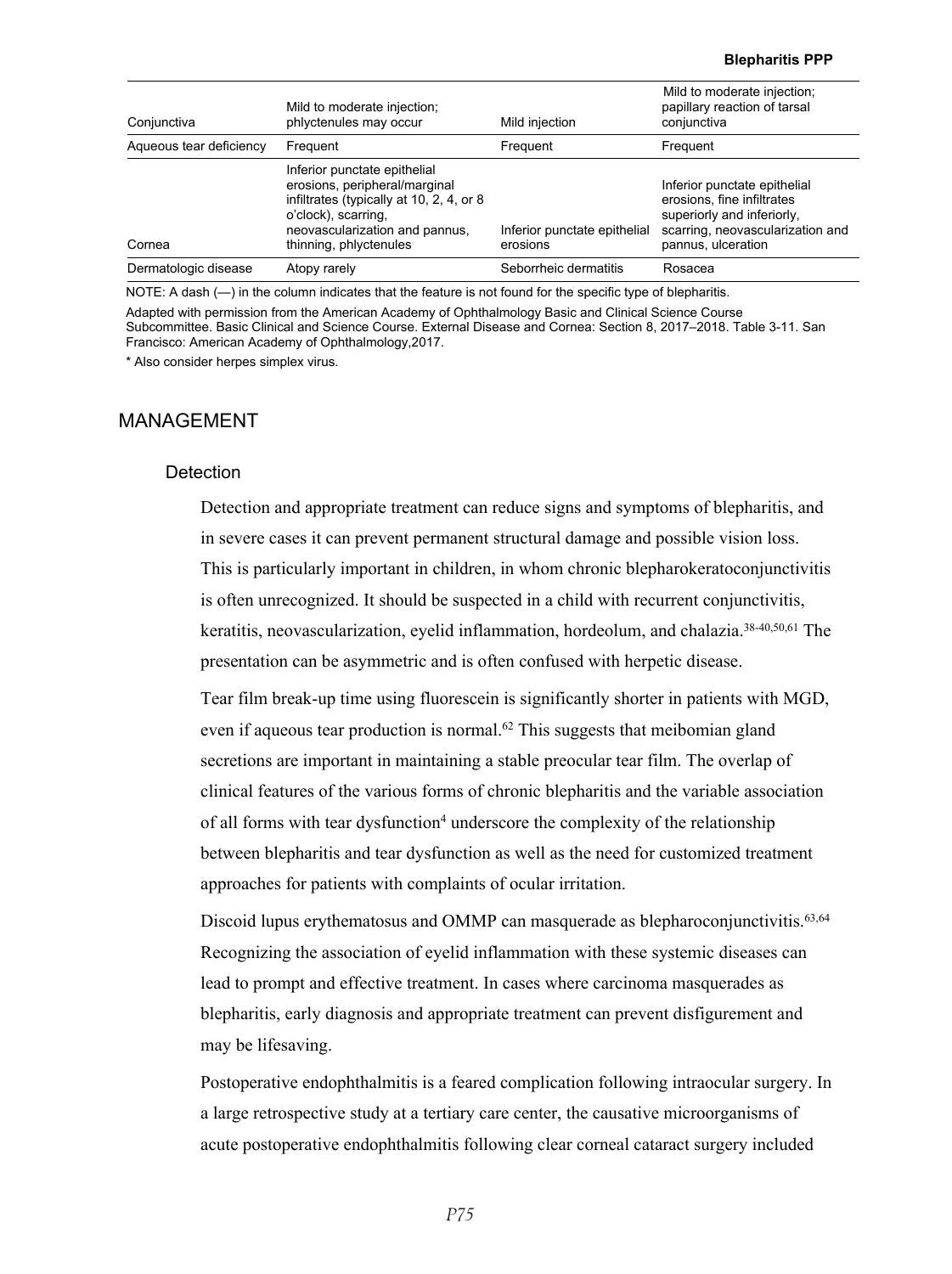| Conjunctiva | Mild to moderate injection; phlyctenules may occur | Mild injection | Mild to moderate injection; papillary reaction of tarsal conjunctiva |
|---|---|---|---|
| Aqueous tear deficiency | Frequent | Frequent | Frequent |
| Cornea | Inferior punctate epithelial erosions, peripheral/marginal infiltrates (typically at 10, 2, 4, or 8 o'clock), scarring, neovascularization and pannus, thinning, phlyctenules | Inferior punctate epithelial erosions | Inferior punctate epithelial erosions, fine infiltrates superiorly and inferiorly, scarring, neovascularization and pannus, ulceration |
| Dermatologic disease | Atopy rarely | Seborrheic dermatitis | Rosacea |

NOTE: A dash (—) in the column indicates that the feature is not found for the specific type of blepharitis.

Adapted with permission from the American Academy of Ophthalmology Basic and Clinical Science Course Subcommittee. Basic Clinical and Science Course. External Disease and Cornea: Section 8, 2017–2018. Table 3-11. San Francisco: American Academy of Ophthalmology,2017.

* Also consider herpes simplex virus.

## MANAGEMENT

### Detection

Detection and appropriate treatment can reduce signs and symptoms of blepharitis, and in severe cases it can prevent permanent structural damage and possible vision loss. This is particularly important in children, in whom chronic blepharokeratoconjunctivitis is often unrecognized. It should be suspected in a child with recurrent conjunctivitis, keratitis, neovascularization, eyelid inflammation, hordeolum, and chalazia.[38-40,50,61] The presentation can be asymmetric and is often confused with herpetic disease.

Tear film break-up time using fluorescein is significantly shorter in patients with MGD, even if aqueous tear production is normal.[62] This suggests that meibomian gland secretions are important in maintaining a stable preocular tear film. The overlap of clinical features of the various forms of chronic blepharitis and the variable association of all forms with tear dysfunction[4] underscore the complexity of the relationship between blepharitis and tear dysfunction as well as the need for customized treatment approaches for patients with complaints of ocular irritation.

Discoid lupus erythematosus and OMMP can masquerade as blepharoconjunctivitis.[63,64] Recognizing the association of eyelid inflammation with these systemic diseases can lead to prompt and effective treatment. In cases where carcinoma masquerades as blepharitis, early diagnosis and appropriate treatment can prevent disfigurement and may be lifesaving.

Postoperative endophthalmitis is a feared complication following intraocular surgery. In a large retrospective study at a tertiary care center, the causative microorganisms of acute postoperative endophthalmitis following clear corneal cataract surgery included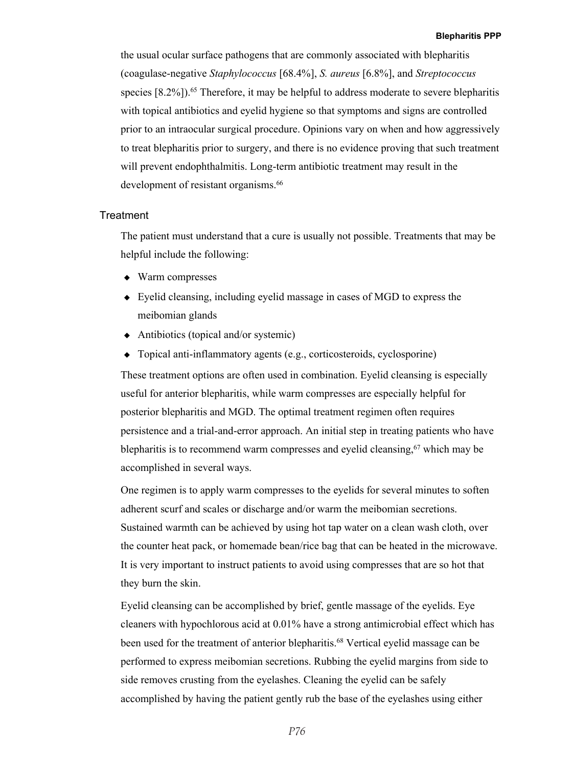the usual ocular surface pathogens that are commonly associated with blepharitis (coagulase-negative *Staphylococcus* [68.4%], *S. aureus* [6.8%], and *Streptococcus* species [8.2%]).[65] Therefore, it may be helpful to address moderate to severe blepharitis with topical antibiotics and eyelid hygiene so that symptoms and signs are controlled prior to an intraocular surgical procedure. Opinions vary on when and how aggressively to treat blepharitis prior to surgery, and there is no evidence proving that such treatment will prevent endophthalmitis. Long-term antibiotic treatment may result in the development of resistant organisms.[66]

## Treatment

The patient must understand that a cure is usually not possible. Treatments that may be helpful include the following:

- Warm compresses
- Eyelid cleansing, including eyelid massage in cases of MGD to express the meibomian glands
- Antibiotics (topical and/or systemic)
- Topical anti-inflammatory agents (e.g., corticosteroids, cyclosporine)

These treatment options are often used in combination. Eyelid cleansing is especially useful for anterior blepharitis, while warm compresses are especially helpful for posterior blepharitis and MGD. The optimal treatment regimen often requires persistence and a trial-and-error approach. An initial step in treating patients who have blepharitis is to recommend warm compresses and eyelid cleansing,[67] which may be accomplished in several ways.

One regimen is to apply warm compresses to the eyelids for several minutes to soften adherent scurf and scales or discharge and/or warm the meibomian secretions. Sustained warmth can be achieved by using hot tap water on a clean wash cloth, over the counter heat pack, or homemade bean/rice bag that can be heated in the microwave. It is very important to instruct patients to avoid using compresses that are so hot that they burn the skin.

Eyelid cleansing can be accomplished by brief, gentle massage of the eyelids. Eye cleaners with hypochlorous acid at 0.01% have a strong antimicrobial effect which has been used for the treatment of anterior blepharitis.[68] Vertical eyelid massage can be performed to express meibomian secretions. Rubbing the eyelid margins from side to side removes crusting from the eyelashes. Cleaning the eyelid can be safely accomplished by having the patient gently rub the base of the eyelashes using either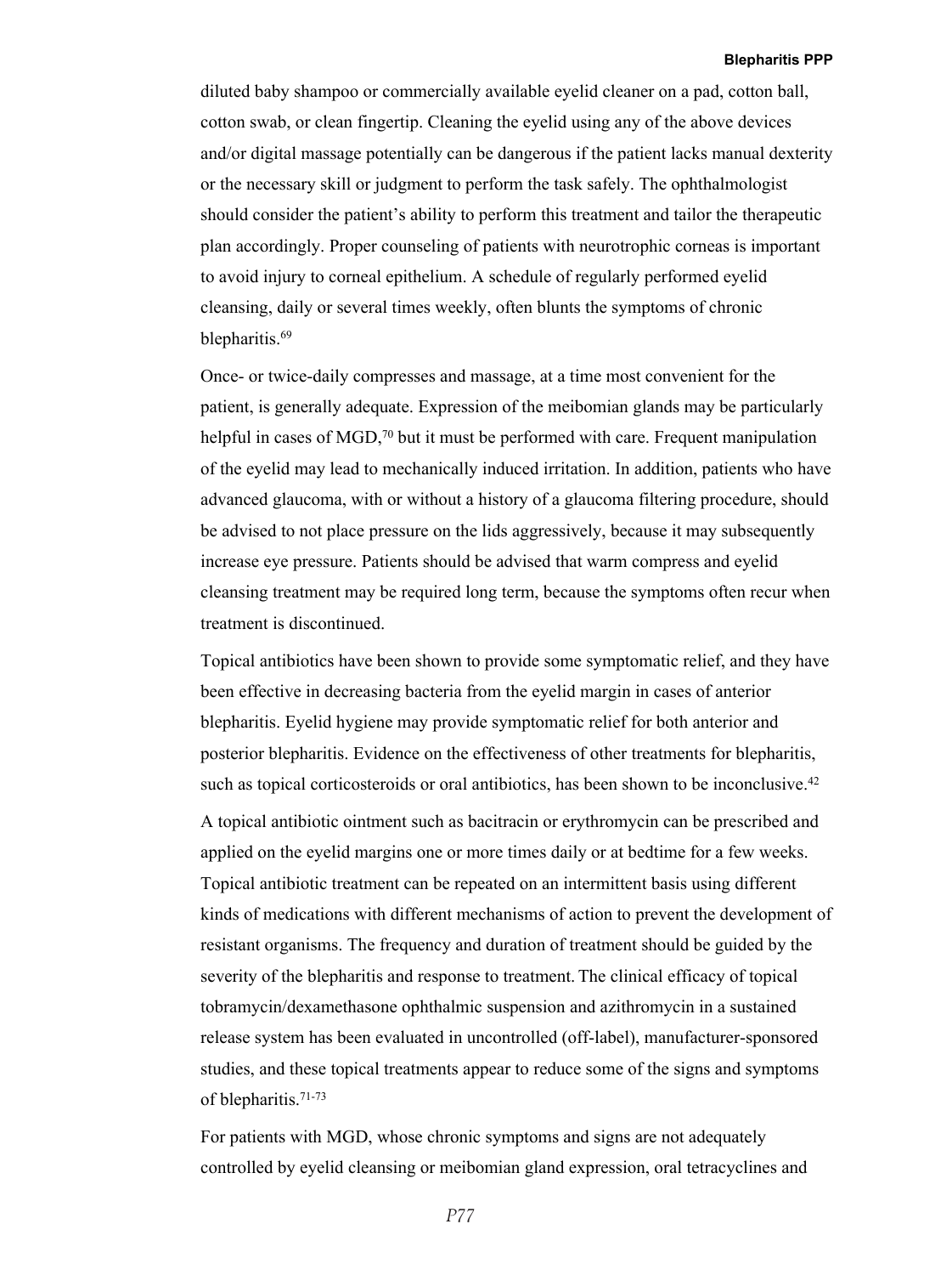diluted baby shampoo or commercially available eyelid cleaner on a pad, cotton ball, cotton swab, or clean fingertip. Cleaning the eyelid using any of the above devices and/or digital massage potentially can be dangerous if the patient lacks manual dexterity or the necessary skill or judgment to perform the task safely. The ophthalmologist should consider the patient's ability to perform this treatment and tailor the therapeutic plan accordingly. Proper counseling of patients with neurotrophic corneas is important to avoid injury to corneal epithelium. A schedule of regularly performed eyelid cleansing, daily or several times weekly, often blunts the symptoms of chronic blepharitis.[69]

Once- or twice-daily compresses and massage, at a time most convenient for the patient, is generally adequate. Expression of the meibomian glands may be particularly helpful in cases of MGD,[70] but it must be performed with care. Frequent manipulation of the eyelid may lead to mechanically induced irritation. In addition, patients who have advanced glaucoma, with or without a history of a glaucoma filtering procedure, should be advised to not place pressure on the lids aggressively, because it may subsequently increase eye pressure. Patients should be advised that warm compress and eyelid cleansing treatment may be required long term, because the symptoms often recur when treatment is discontinued.

Topical antibiotics have been shown to provide some symptomatic relief, and they have been effective in decreasing bacteria from the eyelid margin in cases of anterior blepharitis. Eyelid hygiene may provide symptomatic relief for both anterior and posterior blepharitis. Evidence on the effectiveness of other treatments for blepharitis, such as topical corticosteroids or oral antibiotics, has been shown to be inconclusive.[42]

A topical antibiotic ointment such as bacitracin or erythromycin can be prescribed and applied on the eyelid margins one or more times daily or at bedtime for a few weeks. Topical antibiotic treatment can be repeated on an intermittent basis using different kinds of medications with different mechanisms of action to prevent the development of resistant organisms. The frequency and duration of treatment should be guided by the severity of the blepharitis and response to treatment. The clinical efficacy of topical tobramycin/dexamethasone ophthalmic suspension and azithromycin in a sustained release system has been evaluated in uncontrolled (off-label), manufacturer-sponsored studies, and these topical treatments appear to reduce some of the signs and symptoms of blepharitis.[71-73]

For patients with MGD, whose chronic symptoms and signs are not adequately controlled by eyelid cleansing or meibomian gland expression, oral tetracyclines and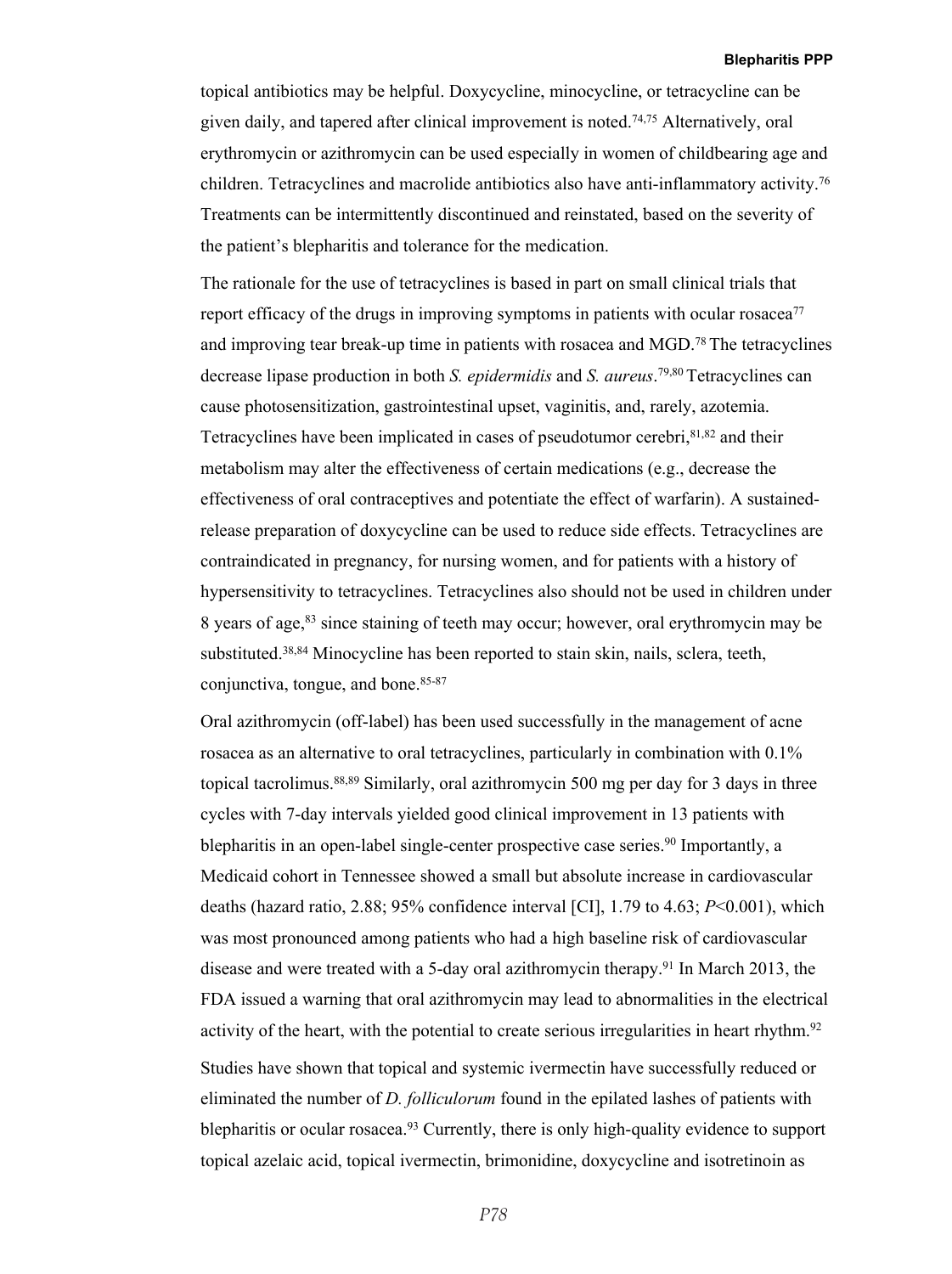topical antibiotics may be helpful. Doxycycline, minocycline, or tetracycline can be given daily, and tapered after clinical improvement is noted.[74,75] Alternatively, oral erythromycin or azithromycin can be used especially in women of childbearing age and children. Tetracyclines and macrolide antibiotics also have anti-inflammatory activity.[76] Treatments can be intermittently discontinued and reinstated, based on the severity of the patient's blepharitis and tolerance for the medication.

The rationale for the use of tetracyclines is based in part on small clinical trials that report efficacy of the drugs in improving symptoms in patients with ocular rosacea[77] and improving tear break-up time in patients with rosacea and MGD.[78] The tetracyclines decrease lipase production in both *S. epidermidis* and *S. aureus*.[79,80] Tetracyclines can cause photosensitization, gastrointestinal upset, vaginitis, and, rarely, azotemia. Tetracyclines have been implicated in cases of pseudotumor cerebri,[81,82] and their metabolism may alter the effectiveness of certain medications (e.g., decrease the effectiveness of oral contraceptives and potentiate the effect of warfarin). A sustained-release preparation of doxycycline can be used to reduce side effects. Tetracyclines are contraindicated in pregnancy, for nursing women, and for patients with a history of hypersensitivity to tetracyclines. Tetracyclines also should not be used in children under 8 years of age,[83] since staining of teeth may occur; however, oral erythromycin may be substituted.[38,84] Minocycline has been reported to stain skin, nails, sclera, teeth, conjunctiva, tongue, and bone.[85-87]

Oral azithromycin (off-label) has been used successfully in the management of acne rosacea as an alternative to oral tetracyclines, particularly in combination with 0.1% topical tacrolimus.[88,89] Similarly, oral azithromycin 500 mg per day for 3 days in three cycles with 7-day intervals yielded good clinical improvement in 13 patients with blepharitis in an open-label single-center prospective case series.[90] Importantly, a Medicaid cohort in Tennessee showed a small but absolute increase in cardiovascular deaths (hazard ratio, 2.88; 95% confidence interval [CI], 1.79 to 4.63; $P<0.001$), which was most pronounced among patients who had a high baseline risk of cardiovascular disease and were treated with a 5-day oral azithromycin therapy.[91] In March 2013, the FDA issued a warning that oral azithromycin may lead to abnormalities in the electrical activity of the heart, with the potential to create serious irregularities in heart rhythm.[92]

Studies have shown that topical and systemic ivermectin have successfully reduced or eliminated the number of *D. folliculorum* found in the epilated lashes of patients with blepharitis or ocular rosacea.[93] Currently, there is only high-quality evidence to support topical azelaic acid, topical ivermectin, brimonidine, doxycycline and isotretinoin as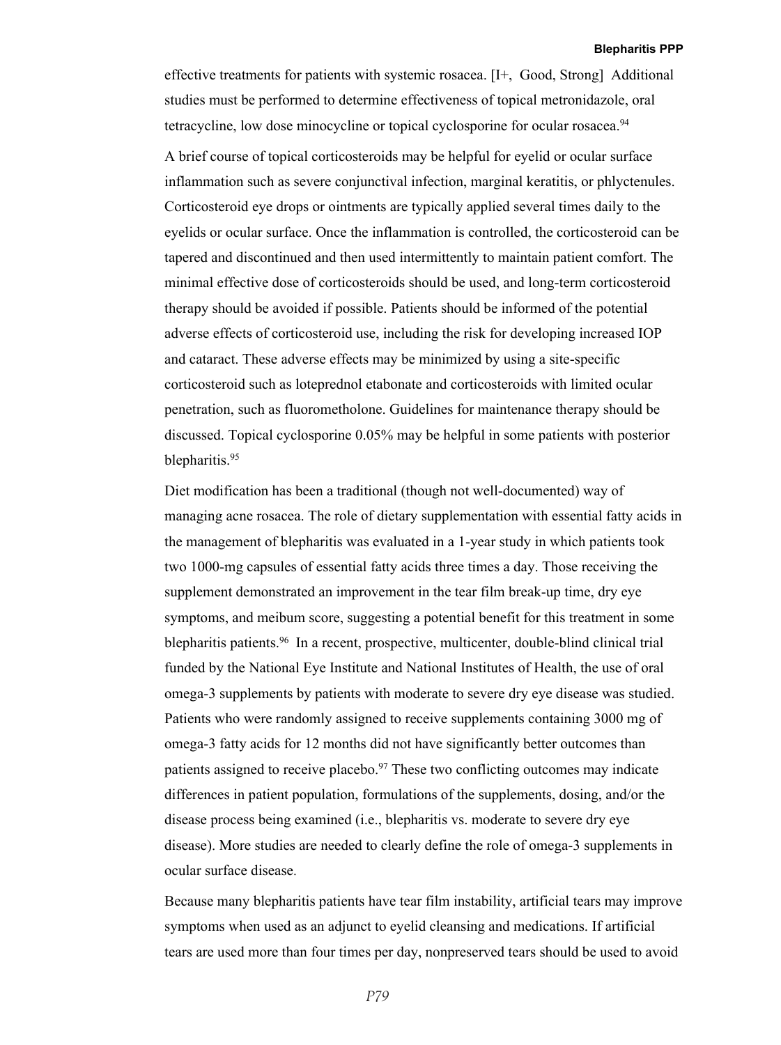effective treatments for patients with systemic rosacea. [I+, Good, Strong] Additional studies must be performed to determine effectiveness of topical metronidazole, oral tetracycline, low dose minocycline or topical cyclosporine for ocular rosacea.[94]

A brief course of topical corticosteroids may be helpful for eyelid or ocular surface inflammation such as severe conjunctival infection, marginal keratitis, or phlyctenules. Corticosteroid eye drops or ointments are typically applied several times daily to the eyelids or ocular surface. Once the inflammation is controlled, the corticosteroid can be tapered and discontinued and then used intermittently to maintain patient comfort. The minimal effective dose of corticosteroids should be used, and long-term corticosteroid therapy should be avoided if possible. Patients should be informed of the potential adverse effects of corticosteroid use, including the risk for developing increased IOP and cataract. These adverse effects may be minimized by using a site-specific corticosteroid such as loteprednol etabonate and corticosteroids with limited ocular penetration, such as fluorometholone. Guidelines for maintenance therapy should be discussed. Topical cyclosporine 0.05% may be helpful in some patients with posterior blepharitis.[95]

Diet modification has been a traditional (though not well-documented) way of managing acne rosacea. The role of dietary supplementation with essential fatty acids in the management of blepharitis was evaluated in a 1-year study in which patients took two 1000-mg capsules of essential fatty acids three times a day. Those receiving the supplement demonstrated an improvement in the tear film break-up time, dry eye symptoms, and meibum score, suggesting a potential benefit for this treatment in some blepharitis patients.[96] In a recent, prospective, multicenter, double-blind clinical trial funded by the National Eye Institute and National Institutes of Health, the use of oral omega-3 supplements by patients with moderate to severe dry eye disease was studied. Patients who were randomly assigned to receive supplements containing 3000 mg of omega-3 fatty acids for 12 months did not have significantly better outcomes than patients assigned to receive placebo.[97] These two conflicting outcomes may indicate differences in patient population, formulations of the supplements, dosing, and/or the disease process being examined (i.e., blepharitis vs. moderate to severe dry eye disease). More studies are needed to clearly define the role of omega-3 supplements in ocular surface disease.

Because many blepharitis patients have tear film instability, artificial tears may improve symptoms when used as an adjunct to eyelid cleansing and medications. If artificial tears are used more than four times per day, nonpreserved tears should be used to avoid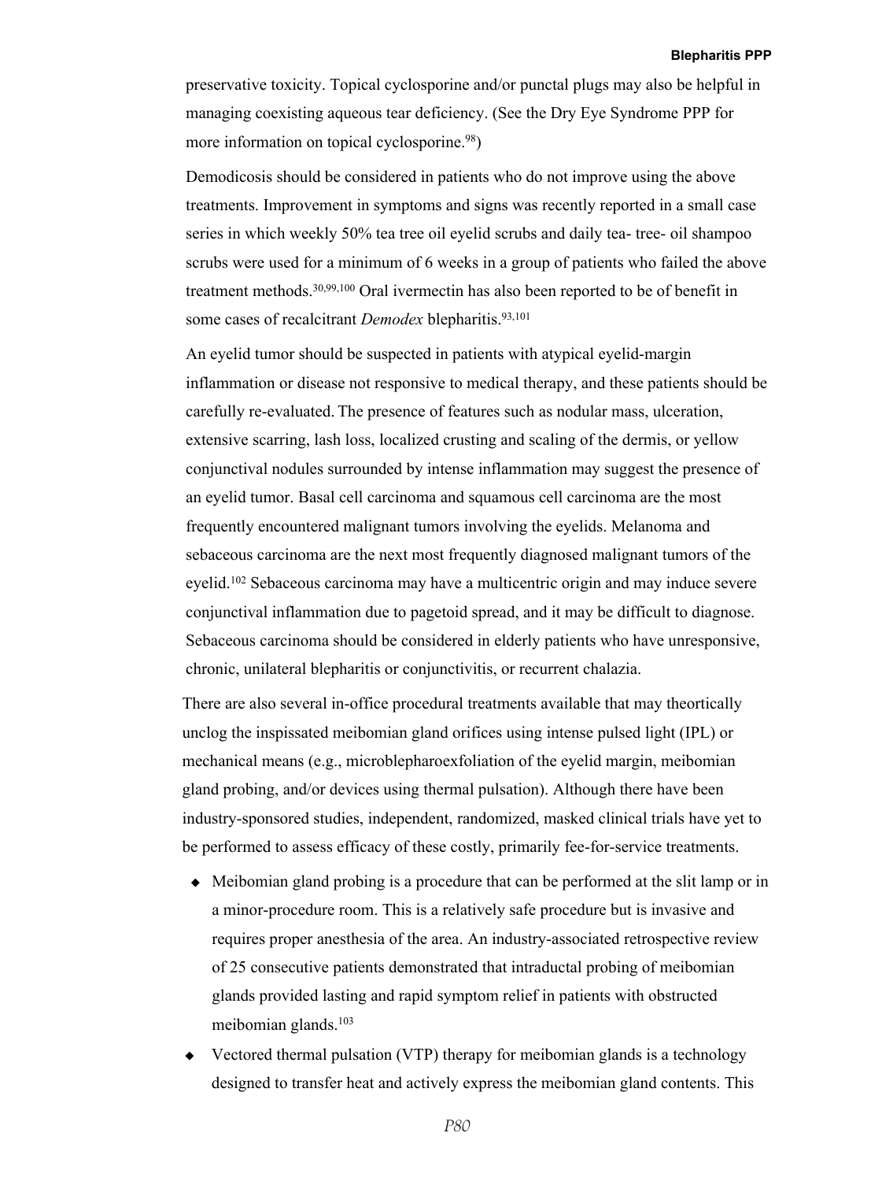preservative toxicity. Topical cyclosporine and/or punctal plugs may also be helpful in managing coexisting aqueous tear deficiency. (See the Dry Eye Syndrome PPP for more information on topical cyclosporine.[98])

Demodicosis should be considered in patients who do not improve using the above treatments. Improvement in symptoms and signs was recently reported in a small case series in which weekly 50% tea tree oil eyelid scrubs and daily tea- tree- oil shampoo scrubs were used for a minimum of 6 weeks in a group of patients who failed the above treatment methods.[30,99,100] Oral ivermectin has also been reported to be of benefit in some cases of recalcitrant *Demodex* blepharitis.[93,101]

An eyelid tumor should be suspected in patients with atypical eyelid-margin inflammation or disease not responsive to medical therapy, and these patients should be carefully re-evaluated. The presence of features such as nodular mass, ulceration, extensive scarring, lash loss, localized crusting and scaling of the dermis, or yellow conjunctival nodules surrounded by intense inflammation may suggest the presence of an eyelid tumor. Basal cell carcinoma and squamous cell carcinoma are the most frequently encountered malignant tumors involving the eyelids. Melanoma and sebaceous carcinoma are the next most frequently diagnosed malignant tumors of the eyelid.[102] Sebaceous carcinoma may have a multicentric origin and may induce severe conjunctival inflammation due to pagetoid spread, and it may be difficult to diagnose. Sebaceous carcinoma should be considered in elderly patients who have unresponsive, chronic, unilateral blepharitis or conjunctivitis, or recurrent chalazia.

There are also several in-office procedural treatments available that may theortically unclog the inspissated meibomian gland orifices using intense pulsed light (IPL) or mechanical means (e.g., microblepharoexfoliation of the eyelid margin, meibomian gland probing, and/or devices using thermal pulsation). Although there have been industry-sponsored studies, independent, randomized, masked clinical trials have yet to be performed to assess efficacy of these costly, primarily fee-for-service treatments.

- Meibomian gland probing is a procedure that can be performed at the slit lamp or in a minor-procedure room. This is a relatively safe procedure but is invasive and requires proper anesthesia of the area. An industry-associated retrospective review of 25 consecutive patients demonstrated that intraductal probing of meibomian glands provided lasting and rapid symptom relief in patients with obstructed meibomian glands.[103]
- Vectored thermal pulsation (VTP) therapy for meibomian glands is a technology designed to transfer heat and actively express the meibomian gland contents. This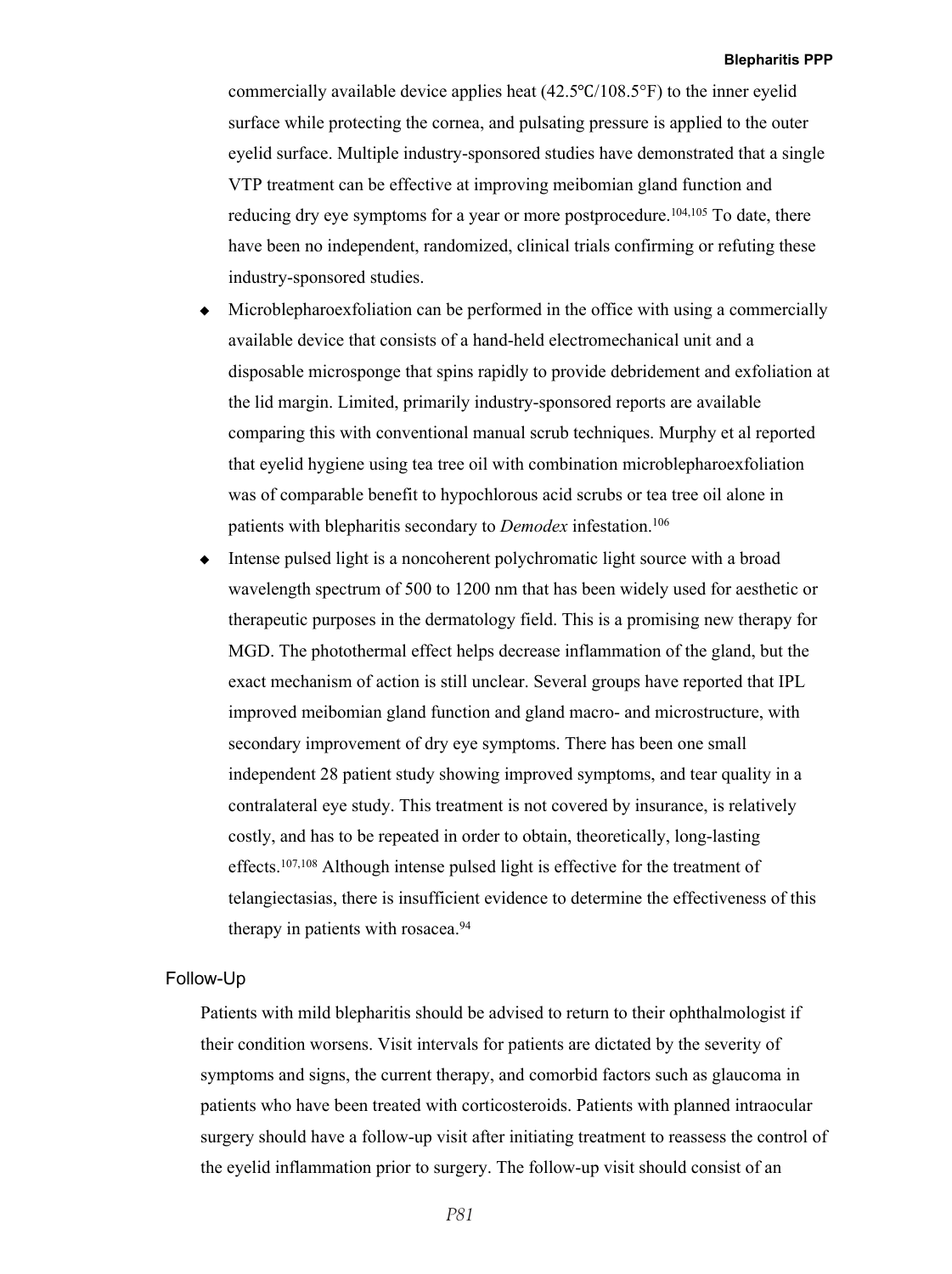commercially available device applies heat (42.5℃/108.5°F) to the inner eyelid surface while protecting the cornea, and pulsating pressure is applied to the outer eyelid surface. Multiple industry-sponsored studies have demonstrated that a single VTP treatment can be effective at improving meibomian gland function and reducing dry eye symptoms for a year or more postprocedure.[104,105] To date, there have been no independent, randomized, clinical trials confirming or refuting these industry-sponsored studies.

- Microblepharoexfoliation can be performed in the office with using a commercially available device that consists of a hand-held electromechanical unit and a disposable microsponge that spins rapidly to provide debridement and exfoliation at the lid margin. Limited, primarily industry-sponsored reports are available comparing this with conventional manual scrub techniques. Murphy et al reported that eyelid hygiene using tea tree oil with combination microblepharoexfoliation was of comparable benefit to hypochlorous acid scrubs or tea tree oil alone in patients with blepharitis secondary to *Demodex* infestation.[106]
- Intense pulsed light is a noncoherent polychromatic light source with a broad wavelength spectrum of 500 to 1200 nm that has been widely used for aesthetic or therapeutic purposes in the dermatology field. This is a promising new therapy for MGD. The photothermal effect helps decrease inflammation of the gland, but the exact mechanism of action is still unclear. Several groups have reported that IPL improved meibomian gland function and gland macro- and microstructure, with secondary improvement of dry eye symptoms. There has been one small independent 28 patient study showing improved symptoms, and tear quality in a contralateral eye study. This treatment is not covered by insurance, is relatively costly, and has to be repeated in order to obtain, theoretically, long-lasting effects.[107,108] Although intense pulsed light is effective for the treatment of telangiectasias, there is insufficient evidence to determine the effectiveness of this therapy in patients with rosacea.[94]

## Follow-Up

Patients with mild blepharitis should be advised to return to their ophthalmologist if their condition worsens. Visit intervals for patients are dictated by the severity of symptoms and signs, the current therapy, and comorbid factors such as glaucoma in patients who have been treated with corticosteroids. Patients with planned intraocular surgery should have a follow-up visit after initiating treatment to reassess the control of the eyelid inflammation prior to surgery. The follow-up visit should consist of an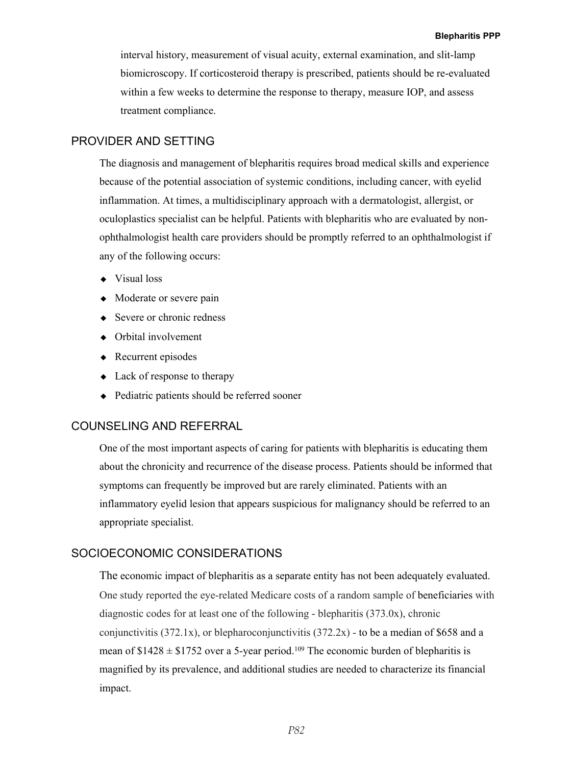interval history, measurement of visual acuity, external examination, and slit-lamp biomicroscopy. If corticosteroid therapy is prescribed, patients should be re-evaluated within a few weeks to determine the response to therapy, measure IOP, and assess treatment compliance.

## PROVIDER AND SETTING

The diagnosis and management of blepharitis requires broad medical skills and experience because of the potential association of systemic conditions, including cancer, with eyelid inflammation. At times, a multidisciplinary approach with a dermatologist, allergist, or oculoplastics specialist can be helpful. Patients with blepharitis who are evaluated by non-ophthalmologist health care providers should be promptly referred to an ophthalmologist if any of the following occurs:

- Visual loss
- Moderate or severe pain
- Severe or chronic redness
- Orbital involvement
- Recurrent episodes
- Lack of response to therapy
- Pediatric patients should be referred sooner

## COUNSELING AND REFERRAL

One of the most important aspects of caring for patients with blepharitis is educating them about the chronicity and recurrence of the disease process. Patients should be informed that symptoms can frequently be improved but are rarely eliminated. Patients with an inflammatory eyelid lesion that appears suspicious for malignancy should be referred to an appropriate specialist.

## SOCIOECONOMIC CONSIDERATIONS

The economic impact of blepharitis as a separate entity has not been adequately evaluated. One study reported the eye-related Medicare costs of a random sample of beneficiaries with diagnostic codes for at least one of the following - blepharitis (373.0x), chronic conjunctivitis (372.1x), or blepharoconjunctivitis (372.2x) - to be a median of $658 and a mean of $1428 ± $1752 over a 5-year period.[109] The economic burden of blepharitis is magnified by its prevalence, and additional studies are needed to characterize its financial impact.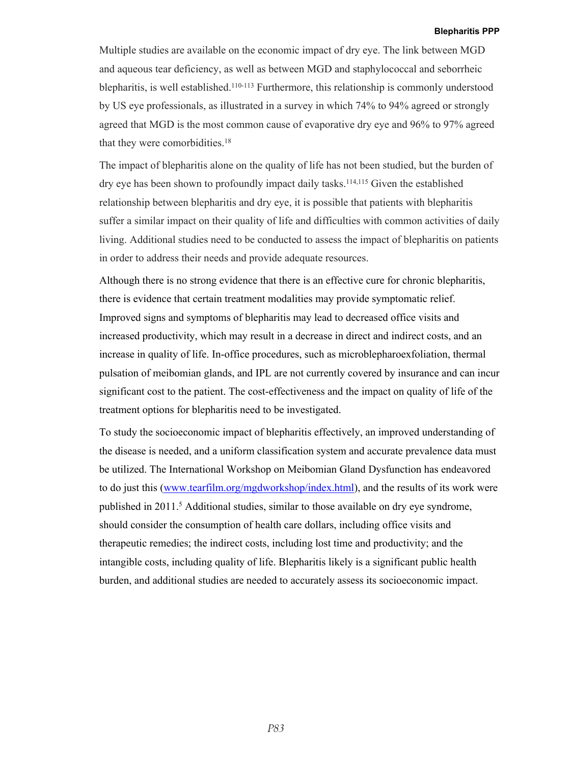Multiple studies are available on the economic impact of dry eye. The link between MGD and aqueous tear deficiency, as well as between MGD and staphylococcal and seborrheic blepharitis, is well established.[110-113] Furthermore, this relationship is commonly understood by US eye professionals, as illustrated in a survey in which 74% to 94% agreed or strongly agreed that MGD is the most common cause of evaporative dry eye and 96% to 97% agreed that they were comorbidities.[18]

The impact of blepharitis alone on the quality of life has not been studied, but the burden of dry eye has been shown to profoundly impact daily tasks.[114,115] Given the established relationship between blepharitis and dry eye, it is possible that patients with blepharitis suffer a similar impact on their quality of life and difficulties with common activities of daily living. Additional studies need to be conducted to assess the impact of blepharitis on patients in order to address their needs and provide adequate resources.

Although there is no strong evidence that there is an effective cure for chronic blepharitis, there is evidence that certain treatment modalities may provide symptomatic relief. Improved signs and symptoms of blepharitis may lead to decreased office visits and increased productivity, which may result in a decrease in direct and indirect costs, and an increase in quality of life. In-office procedures, such as microblepharoexfoliation, thermal pulsation of meibomian glands, and IPL are not currently covered by insurance and can incur significant cost to the patient. The cost-effectiveness and the impact on quality of life of the treatment options for blepharitis need to be investigated.

To study the socioeconomic impact of blepharitis effectively, an improved understanding of the disease is needed, and a uniform classification system and accurate prevalence data must be utilized. The International Workshop on Meibomian Gland Dysfunction has endeavored to do just this (www.tearfilm.org/mgdworkshop/index.html), and the results of its work were published in 2011.[5] Additional studies, similar to those available on dry eye syndrome, should consider the consumption of health care dollars, including office visits and therapeutic remedies; the indirect costs, including lost time and productivity; and the intangible costs, including quality of life. Blepharitis likely is a significant public health burden, and additional studies are needed to accurately assess its socioeconomic impact.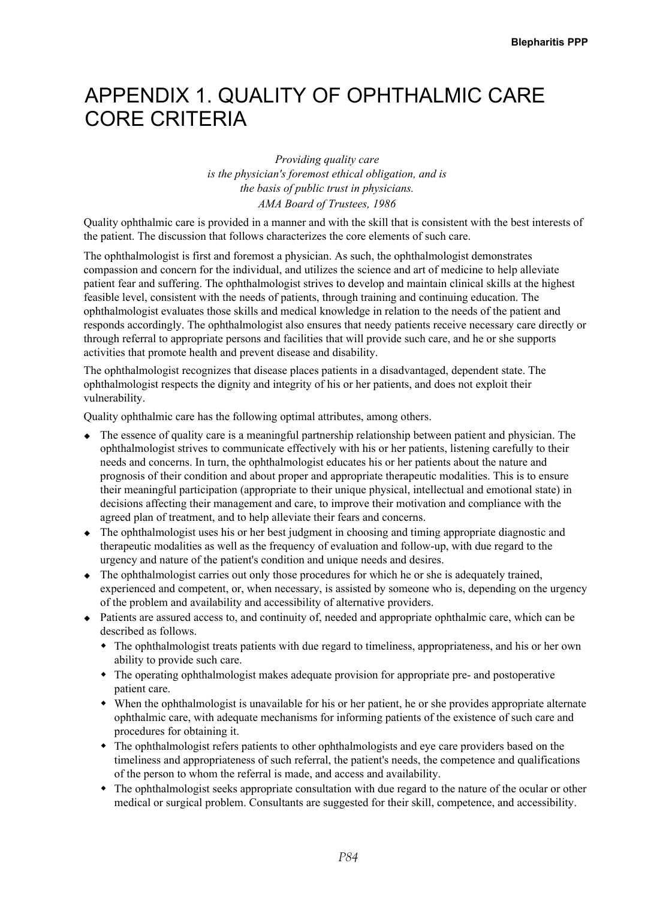# APPENDIX 1. QUALITY OF OPHTHALMIC CARE CORE CRITERIA

*Providing quality care*
*is the physician's foremost ethical obligation, and is*
*the basis of public trust in physicians.*
*AMA Board of Trustees, 1986*

Quality ophthalmic care is provided in a manner and with the skill that is consistent with the best interests of the patient. The discussion that follows characterizes the core elements of such care.

The ophthalmologist is first and foremost a physician. As such, the ophthalmologist demonstrates compassion and concern for the individual, and utilizes the science and art of medicine to help alleviate patient fear and suffering. The ophthalmologist strives to develop and maintain clinical skills at the highest feasible level, consistent with the needs of patients, through training and continuing education. The ophthalmologist evaluates those skills and medical knowledge in relation to the needs of the patient and responds accordingly. The ophthalmologist also ensures that needy patients receive necessary care directly or through referral to appropriate persons and facilities that will provide such care, and he or she supports activities that promote health and prevent disease and disability.

The ophthalmologist recognizes that disease places patients in a disadvantaged, dependent state. The ophthalmologist respects the dignity and integrity of his or her patients, and does not exploit their vulnerability.

Quality ophthalmic care has the following optimal attributes, among others.

- The essence of quality care is a meaningful partnership relationship between patient and physician. The ophthalmologist strives to communicate effectively with his or her patients, listening carefully to their needs and concerns. In turn, the ophthalmologist educates his or her patients about the nature and prognosis of their condition and about proper and appropriate therapeutic modalities. This is to ensure their meaningful participation (appropriate to their unique physical, intellectual and emotional state) in decisions affecting their management and care, to improve their motivation and compliance with the agreed plan of treatment, and to help alleviate their fears and concerns.
- The ophthalmologist uses his or her best judgment in choosing and timing appropriate diagnostic and therapeutic modalities as well as the frequency of evaluation and follow-up, with due regard to the urgency and nature of the patient's condition and unique needs and desires.
- The ophthalmologist carries out only those procedures for which he or she is adequately trained, experienced and competent, or, when necessary, is assisted by someone who is, depending on the urgency of the problem and availability and accessibility of alternative providers.
- Patients are assured access to, and continuity of, needed and appropriate ophthalmic care, which can be described as follows.
  - The ophthalmologist treats patients with due regard to timeliness, appropriateness, and his or her own ability to provide such care.
  - The operating ophthalmologist makes adequate provision for appropriate pre- and postoperative patient care.
  - When the ophthalmologist is unavailable for his or her patient, he or she provides appropriate alternate ophthalmic care, with adequate mechanisms for informing patients of the existence of such care and procedures for obtaining it.
  - The ophthalmologist refers patients to other ophthalmologists and eye care providers based on the timeliness and appropriateness of such referral, the patient's needs, the competence and qualifications of the person to whom the referral is made, and access and availability.
  - The ophthalmologist seeks appropriate consultation with due regard to the nature of the ocular or other medical or surgical problem. Consultants are suggested for their skill, competence, and accessibility.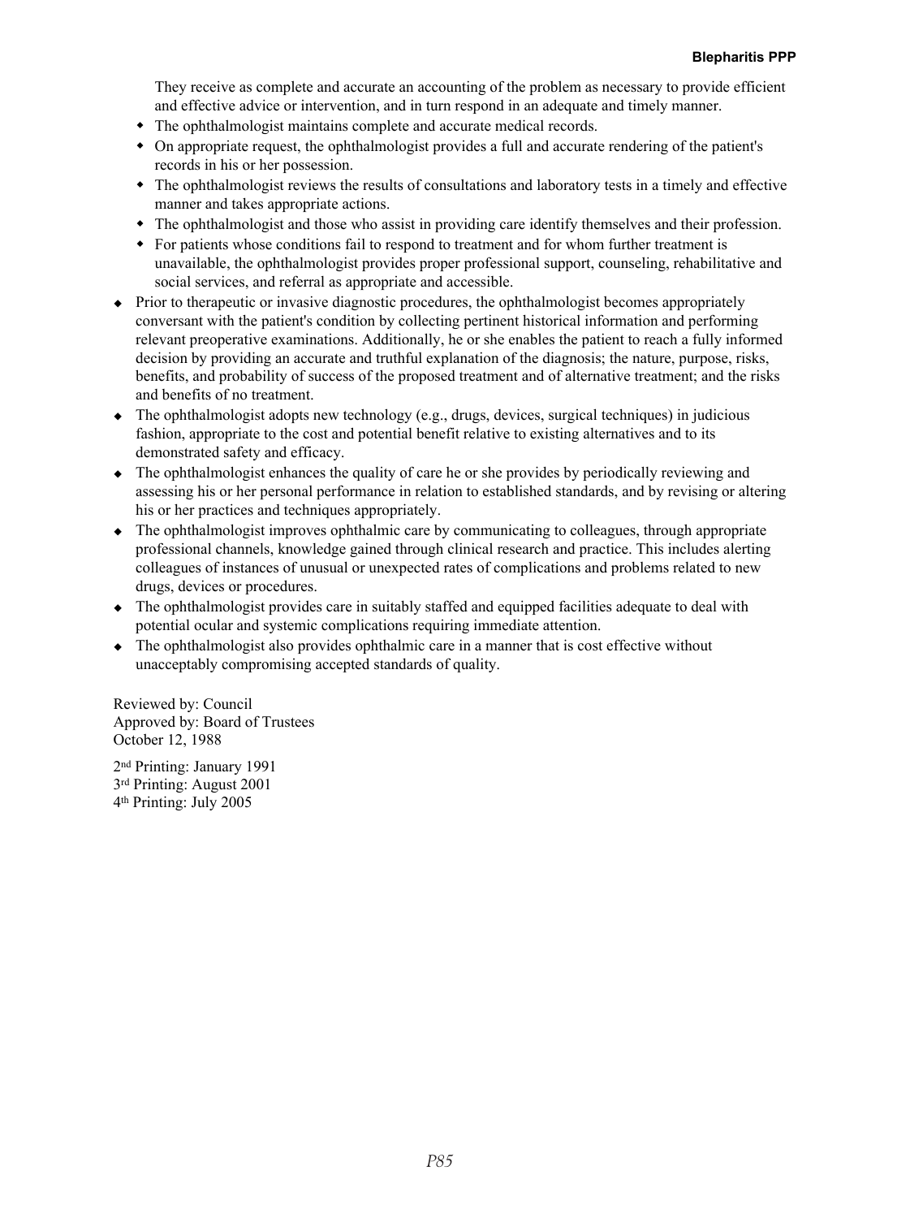They receive as complete and accurate an accounting of the problem as necessary to provide efficient and effective advice or intervention, and in turn respond in an adequate and timely manner.
  - The ophthalmologist maintains complete and accurate medical records.
  - On appropriate request, the ophthalmologist provides a full and accurate rendering of the patient's records in his or her possession.
  - The ophthalmologist reviews the results of consultations and laboratory tests in a timely and effective manner and takes appropriate actions.
  - The ophthalmologist and those who assist in providing care identify themselves and their profession.
  - For patients whose conditions fail to respond to treatment and for whom further treatment is unavailable, the ophthalmologist provides proper professional support, counseling, rehabilitative and social services, and referral as appropriate and accessible.
- Prior to therapeutic or invasive diagnostic procedures, the ophthalmologist becomes appropriately conversant with the patient's condition by collecting pertinent historical information and performing relevant preoperative examinations. Additionally, he or she enables the patient to reach a fully informed decision by providing an accurate and truthful explanation of the diagnosis; the nature, purpose, risks, benefits, and probability of success of the proposed treatment and of alternative treatment; and the risks and benefits of no treatment.
- The ophthalmologist adopts new technology (e.g., drugs, devices, surgical techniques) in judicious fashion, appropriate to the cost and potential benefit relative to existing alternatives and to its demonstrated safety and efficacy.
- The ophthalmologist enhances the quality of care he or she provides by periodically reviewing and assessing his or her personal performance in relation to established standards, and by revising or altering his or her practices and techniques appropriately.
- The ophthalmologist improves ophthalmic care by communicating to colleagues, through appropriate professional channels, knowledge gained through clinical research and practice. This includes alerting colleagues of instances of unusual or unexpected rates of complications and problems related to new drugs, devices or procedures.
- The ophthalmologist provides care in suitably staffed and equipped facilities adequate to deal with potential ocular and systemic complications requiring immediate attention.
- The ophthalmologist also provides ophthalmic care in a manner that is cost effective without unacceptably compromising accepted standards of quality.

Reviewed by: Council
Approved by: Board of Trustees
October 12, 1988

2nd Printing: January 1991
3rd Printing: August 2001
4th Printing: July 2005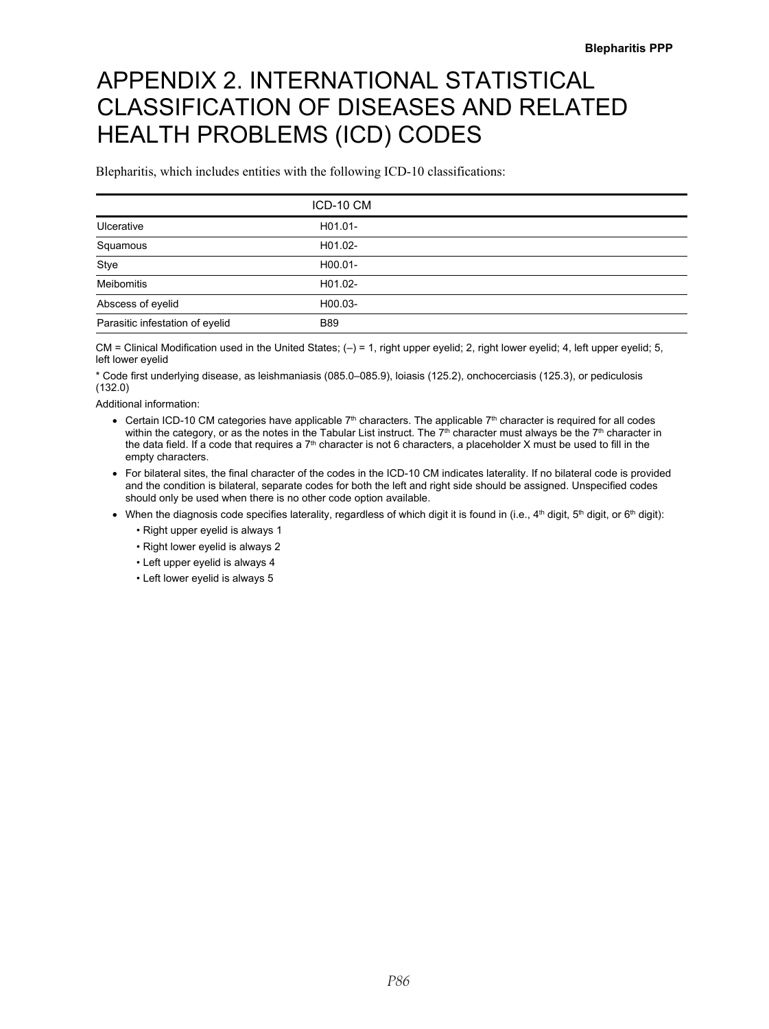# APPENDIX 2. INTERNATIONAL STATISTICAL CLASSIFICATION OF DISEASES AND RELATED HEALTH PROBLEMS (ICD) CODES

Blepharitis, which includes entities with the following ICD-10 classifications:

| | ICD-10 CM |
|---|---|
| Ulcerative | H01.01- |
| Squamous | H01.02- |
| Stye | H00.01- |
| Meibomitis | H01.02- |
| Abscess of eyelid | H00.03- |
| Parasitic infestation of eyelid | B89 |

CM = Clinical Modification used in the United States; (–) = 1, right upper eyelid; 2, right lower eyelid; 4, left upper eyelid; 5, left lower eyelid

* Code first underlying disease, as leishmaniasis (085.0–085.9), loiasis (125.2), onchocerciasis (125.3), or pediculosis (132.0)

Additional information:

- Certain ICD-10 CM categories have applicable 7th characters. The applicable 7th character is required for all codes within the category, or as the notes in the Tabular List instruct. The 7th character must always be the 7th character in the data field. If a code that requires a 7th character is not 6 characters, a placeholder X must be used to fill in the empty characters.
- For bilateral sites, the final character of the codes in the ICD-10 CM indicates laterality. If no bilateral code is provided and the condition is bilateral, separate codes for both the left and right side should be assigned. Unspecified codes should only be used when there is no other code option available.
- When the diagnosis code specifies laterality, regardless of which digit it is found in (i.e., 4th digit, 5th digit, or 6th digit):
  - Right upper eyelid is always 1
  - Right lower eyelid is always 2
  - Left upper eyelid is always 4
  - Left lower eyelid is always 5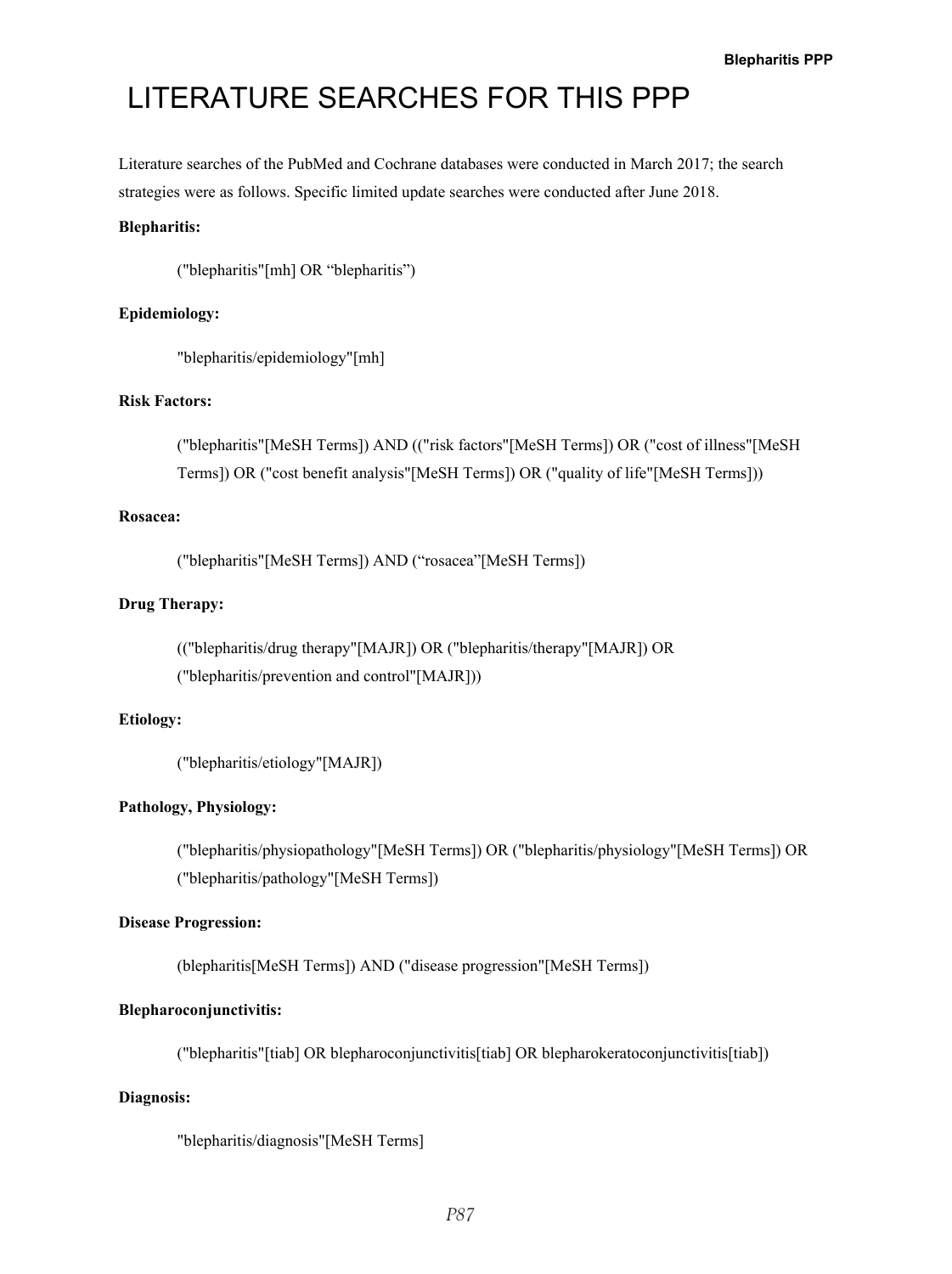# LITERATURE SEARCHES FOR THIS PPP

Literature searches of the PubMed and Cochrane databases were conducted in March 2017; the search strategies were as follows. Specific limited update searches were conducted after June 2018.

**Blepharitis:**

("blepharitis"[mh] OR “blepharitis”)

**Epidemiology:**

"blepharitis/epidemiology"[mh]

**Risk Factors:**

("blepharitis"[MeSH Terms]) AND (("risk factors"[MeSH Terms]) OR ("cost of illness"[MeSH Terms]) OR ("cost benefit analysis"[MeSH Terms]) OR ("quality of life"[MeSH Terms]))

**Rosacea:**

("blepharitis"[MeSH Terms]) AND (“rosacea”[MeSH Terms])

**Drug Therapy:**

(("blepharitis/drug therapy"[MAJR]) OR ("blepharitis/therapy"[MAJR]) OR ("blepharitis/prevention and control"[MAJR]))

**Etiology:**

("blepharitis/etiology"[MAJR])

**Pathology, Physiology:**

("blepharitis/physiopathology"[MeSH Terms]) OR ("blepharitis/physiology"[MeSH Terms]) OR ("blepharitis/pathology"[MeSH Terms])

**Disease Progression:**

(blepharitis[MeSH Terms]) AND ("disease progression"[MeSH Terms])

**Blepharoconjunctivitis:**

("blepharitis"[tiab] OR blepharoconjunctivitis[tiab] OR blepharokeratoconjunctivitis[tiab])

**Diagnosis:**

"blepharitis/diagnosis"[MeSH Terms]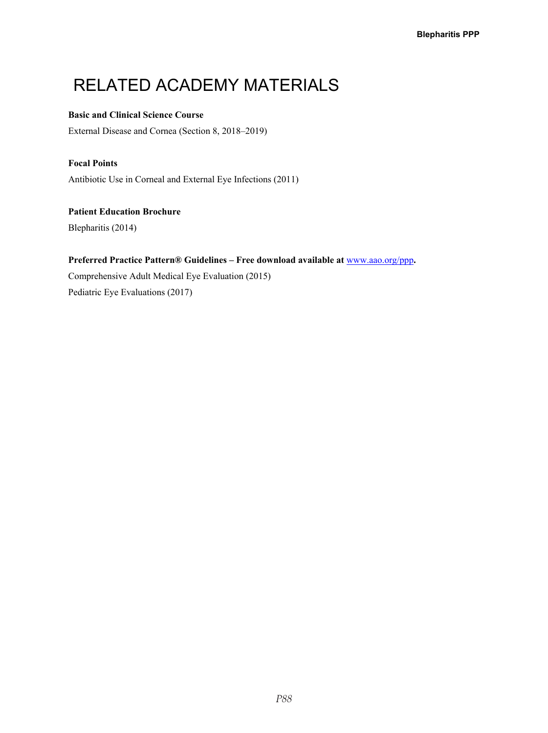# RELATED ACADEMY MATERIALS

**Basic and Clinical Science Course**

External Disease and Cornea (Section 8, 2018–2019)

**Focal Points**

Antibiotic Use in Corneal and External Eye Infections (2011)

**Patient Education Brochure**

Blepharitis (2014)

**Preferred Practice Pattern® Guidelines – Free download available at [www.aao.org/ppp](http://www.aao.org/ppp).**

Comprehensive Adult Medical Eye Evaluation (2015)

Pediatric Eye Evaluations (2017)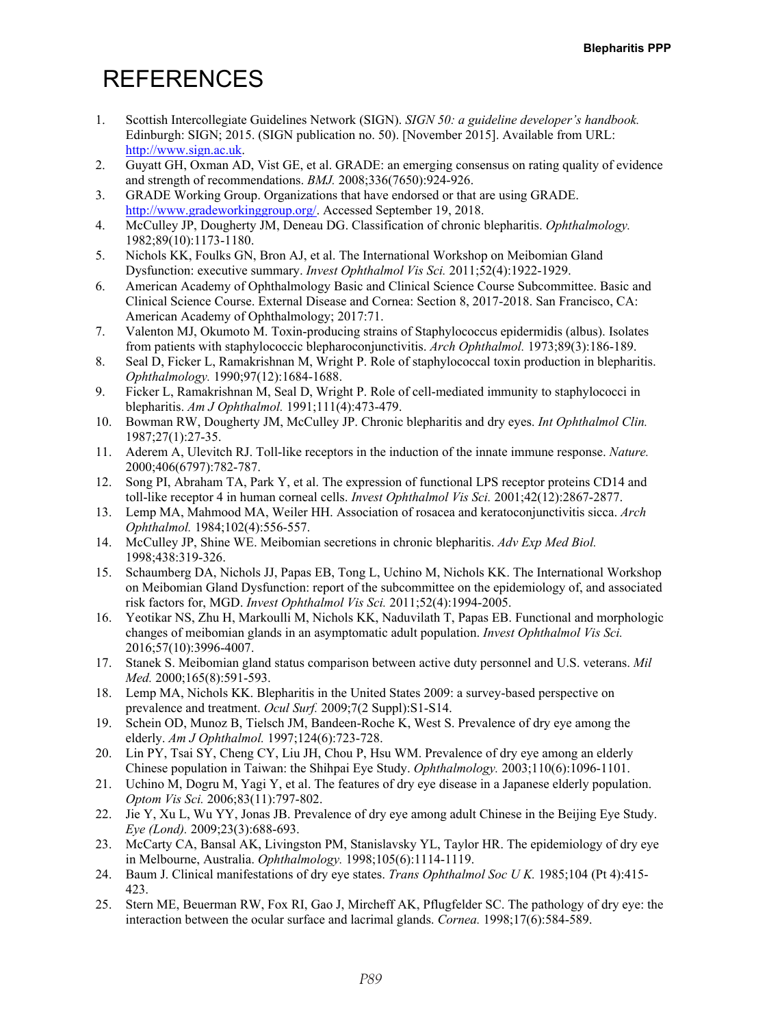# REFERENCES

1. Scottish Intercollegiate Guidelines Network (SIGN). *SIGN 50: a guideline developer's handbook.* Edinburgh: SIGN; 2015. (SIGN publication no. 50). [November 2015]. Available from URL: http://www.sign.ac.uk.
2. Guyatt GH, Oxman AD, Vist GE, et al. GRADE: an emerging consensus on rating quality of evidence and strength of recommendations. *BMJ.* 2008;336(7650):924-926.
3. GRADE Working Group. Organizations that have endorsed or that are using GRADE. http://www.gradeworkinggroup.org/. Accessed September 19, 2018.
4. McCulley JP, Dougherty JM, Deneau DG. Classification of chronic blepharitis. *Ophthalmology.* 1982;89(10):1173-1180.
5. Nichols KK, Foulks GN, Bron AJ, et al. The International Workshop on Meibomian Gland Dysfunction: executive summary. *Invest Ophthalmol Vis Sci.* 2011;52(4):1922-1929.
6. American Academy of Ophthalmology Basic and Clinical Science Course Subcommittee. Basic and Clinical Science Course. External Disease and Cornea: Section 8, 2017-2018. San Francisco, CA: American Academy of Ophthalmology; 2017:71.
7. Valenton MJ, Okumoto M. Toxin-producing strains of Staphylococcus epidermidis (albus). Isolates from patients with staphylococcic blepharoconjunctivitis. *Arch Ophthalmol.* 1973;89(3):186-189.
8. Seal D, Ficker L, Ramakrishnan M, Wright P. Role of staphylococcal toxin production in blepharitis. *Ophthalmology.* 1990;97(12):1684-1688.
9. Ficker L, Ramakrishnan M, Seal D, Wright P. Role of cell-mediated immunity to staphylococci in blepharitis. *Am J Ophthalmol.* 1991;111(4):473-479.
10. Bowman RW, Dougherty JM, McCulley JP. Chronic blepharitis and dry eyes. *Int Ophthalmol Clin.* 1987;27(1):27-35.
11. Aderem A, Ulevitch RJ. Toll-like receptors in the induction of the innate immune response. *Nature.* 2000;406(6797):782-787.
12. Song PI, Abraham TA, Park Y, et al. The expression of functional LPS receptor proteins CD14 and toll-like receptor 4 in human corneal cells. *Invest Ophthalmol Vis Sci.* 2001;42(12):2867-2877.
13. Lemp MA, Mahmood MA, Weiler HH. Association of rosacea and keratoconjunctivitis sicca. *Arch Ophthalmol.* 1984;102(4):556-557.
14. McCulley JP, Shine WE. Meibomian secretions in chronic blepharitis. *Adv Exp Med Biol.* 1998;438:319-326.
15. Schaumberg DA, Nichols JJ, Papas EB, Tong L, Uchino M, Nichols KK. The International Workshop on Meibomian Gland Dysfunction: report of the subcommittee on the epidemiology of, and associated risk factors for, MGD. *Invest Ophthalmol Vis Sci.* 2011;52(4):1994-2005.
16. Yeotikar NS, Zhu H, Markoulli M, Nichols KK, Naduvilath T, Papas EB. Functional and morphologic changes of meibomian glands in an asymptomatic adult population. *Invest Ophthalmol Vis Sci.* 2016;57(10):3996-4007.
17. Stanek S. Meibomian gland status comparison between active duty personnel and U.S. veterans. *Mil Med.* 2000;165(8):591-593.
18. Lemp MA, Nichols KK. Blepharitis in the United States 2009: a survey-based perspective on prevalence and treatment. *Ocul Surf.* 2009;7(2 Suppl):S1-S14.
19. Schein OD, Munoz B, Tielsch JM, Bandeen-Roche K, West S. Prevalence of dry eye among the elderly. *Am J Ophthalmol.* 1997;124(6):723-728.
20. Lin PY, Tsai SY, Cheng CY, Liu JH, Chou P, Hsu WM. Prevalence of dry eye among an elderly Chinese population in Taiwan: the Shihpai Eye Study. *Ophthalmology.* 2003;110(6):1096-1101.
21. Uchino M, Dogru M, Yagi Y, et al. The features of dry eye disease in a Japanese elderly population. *Optom Vis Sci.* 2006;83(11):797-802.
22. Jie Y, Xu L, Wu YY, Jonas JB. Prevalence of dry eye among adult Chinese in the Beijing Eye Study. *Eye (Lond).* 2009;23(3):688-693.
23. McCarty CA, Bansal AK, Livingston PM, Stanislavsky YL, Taylor HR. The epidemiology of dry eye in Melbourne, Australia. *Ophthalmology.* 1998;105(6):1114-1119.
24. Baum J. Clinical manifestations of dry eye states. *Trans Ophthalmol Soc U K.* 1985;104 (Pt 4):415-423.
25. Stern ME, Beuerman RW, Fox RI, Gao J, Mircheff AK, Pflugfelder SC. The pathology of dry eye: the interaction between the ocular surface and lacrimal glands. *Cornea.* 1998;17(6):584-589.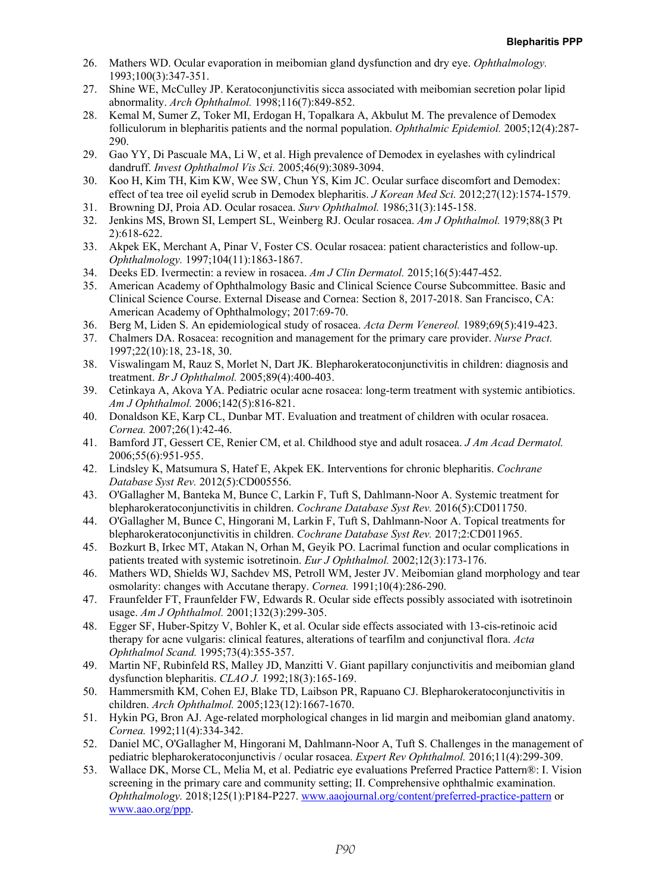26. Mathers WD. Ocular evaporation in meibomian gland dysfunction and dry eye. *Ophthalmology.* 1993;100(3):347-351.
27. Shine WE, McCulley JP. Keratoconjunctivitis sicca associated with meibomian secretion polar lipid abnormality. *Arch Ophthalmol.* 1998;116(7):849-852.
28. Kemal M, Sumer Z, Toker MI, Erdogan H, Topalkara A, Akbulut M. The prevalence of Demodex folliculorum in blepharitis patients and the normal population. *Ophthalmic Epidemiol.* 2005;12(4):287-290.
29. Gao YY, Di Pascuale MA, Li W, et al. High prevalence of Demodex in eyelashes with cylindrical dandruff. *Invest Ophthalmol Vis Sci.* 2005;46(9):3089-3094.
30. Koo H, Kim TH, Kim KW, Wee SW, Chun YS, Kim JC. Ocular surface discomfort and Demodex: effect of tea tree oil eyelid scrub in Demodex blepharitis. *J Korean Med Sci.* 2012;27(12):1574-1579.
31. Browning DJ, Proia AD. Ocular rosacea. *Surv Ophthalmol.* 1986;31(3):145-158.
32. Jenkins MS, Brown SI, Lempert SL, Weinberg RJ. Ocular rosacea. *Am J Ophthalmol.* 1979;88(3 Pt 2):618-622.
33. Akpek EK, Merchant A, Pinar V, Foster CS. Ocular rosacea: patient characteristics and follow-up. *Ophthalmology.* 1997;104(11):1863-1867.
34. Deeks ED. Ivermectin: a review in rosacea. *Am J Clin Dermatol.* 2015;16(5):447-452.
35. American Academy of Ophthalmology Basic and Clinical Science Course Subcommittee. Basic and Clinical Science Course. External Disease and Cornea: Section 8, 2017-2018. San Francisco, CA: American Academy of Ophthalmology; 2017:69-70.
36. Berg M, Liden S. An epidemiological study of rosacea. *Acta Derm Venereol.* 1989;69(5):419-423.
37. Chalmers DA. Rosacea: recognition and management for the primary care provider. *Nurse Pract.* 1997;22(10):18, 23-18, 30.
38. Viswalingam M, Rauz S, Morlet N, Dart JK. Blepharokeratoconjunctivitis in children: diagnosis and treatment. *Br J Ophthalmol.* 2005;89(4):400-403.
39. Cetinkaya A, Akova YA. Pediatric ocular acne rosacea: long-term treatment with systemic antibiotics. *Am J Ophthalmol.* 2006;142(5):816-821.
40. Donaldson KE, Karp CL, Dunbar MT. Evaluation and treatment of children with ocular rosacea. *Cornea.* 2007;26(1):42-46.
41. Bamford JT, Gessert CE, Renier CM, et al. Childhood stye and adult rosacea. *J Am Acad Dermatol.* 2006;55(6):951-955.
42. Lindsley K, Matsumura S, Hatef E, Akpek EK. Interventions for chronic blepharitis. *Cochrane Database Syst Rev.* 2012(5):CD005556.
43. O'Gallagher M, Banteka M, Bunce C, Larkin F, Tuft S, Dahlmann-Noor A. Systemic treatment for blepharokeratoconjunctivitis in children. *Cochrane Database Syst Rev.* 2016(5):CD011750.
44. O'Gallagher M, Bunce C, Hingorani M, Larkin F, Tuft S, Dahlmann-Noor A. Topical treatments for blepharokeratoconjunctivitis in children. *Cochrane Database Syst Rev.* 2017;2:CD011965.
45. Bozkurt B, Irkec MT, Atakan N, Orhan M, Geyik PO. Lacrimal function and ocular complications in patients treated with systemic isotretinoin. *Eur J Ophthalmol.* 2002;12(3):173-176.
46. Mathers WD, Shields WJ, Sachdev MS, Petroll WM, Jester JV. Meibomian gland morphology and tear osmolarity: changes with Accutane therapy. *Cornea.* 1991;10(4):286-290.
47. Fraunfelder FT, Fraunfelder FW, Edwards R. Ocular side effects possibly associated with isotretinoin usage. *Am J Ophthalmol.* 2001;132(3):299-305.
48. Egger SF, Huber-Spitzy V, Bohler K, et al. Ocular side effects associated with 13-cis-retinoic acid therapy for acne vulgaris: clinical features, alterations of tearfilm and conjunctival flora. *Acta Ophthalmol Scand.* 1995;73(4):355-357.
49. Martin NF, Rubinfeld RS, Malley JD, Manzitti V. Giant papillary conjunctivitis and meibomian gland dysfunction blepharitis. *CLAO J.* 1992;18(3):165-169.
50. Hammersmith KM, Cohen EJ, Blake TD, Laibson PR, Rapuano CJ. Blepharokeratoconjunctivitis in children. *Arch Ophthalmol.* 2005;123(12):1667-1670.
51. Hykin PG, Bron AJ. Age-related morphological changes in lid margin and meibomian gland anatomy. *Cornea.* 1992;11(4):334-342.
52. Daniel MC, O'Gallagher M, Hingorani M, Dahlmann-Noor A, Tuft S. Challenges in the management of pediatric blepharokeratoconjunctivis / ocular rosacea. *Expert Rev Ophthalmol.* 2016;11(4):299-309.
53. Wallace DK, Morse CL, Melia M, et al. Pediatric eye evaluations Preferred Practice Pattern®: I. Vision screening in the primary care and community setting; II. Comprehensive ophthalmic examination. *Ophthalmology.* 2018;125(1):P184-P227. [www.aaojournal.org/content/preferred-practice-pattern](www.aaojournal.org/content/preferred-practice-pattern) or [www.aao.org/ppp](www.aao.org/ppp).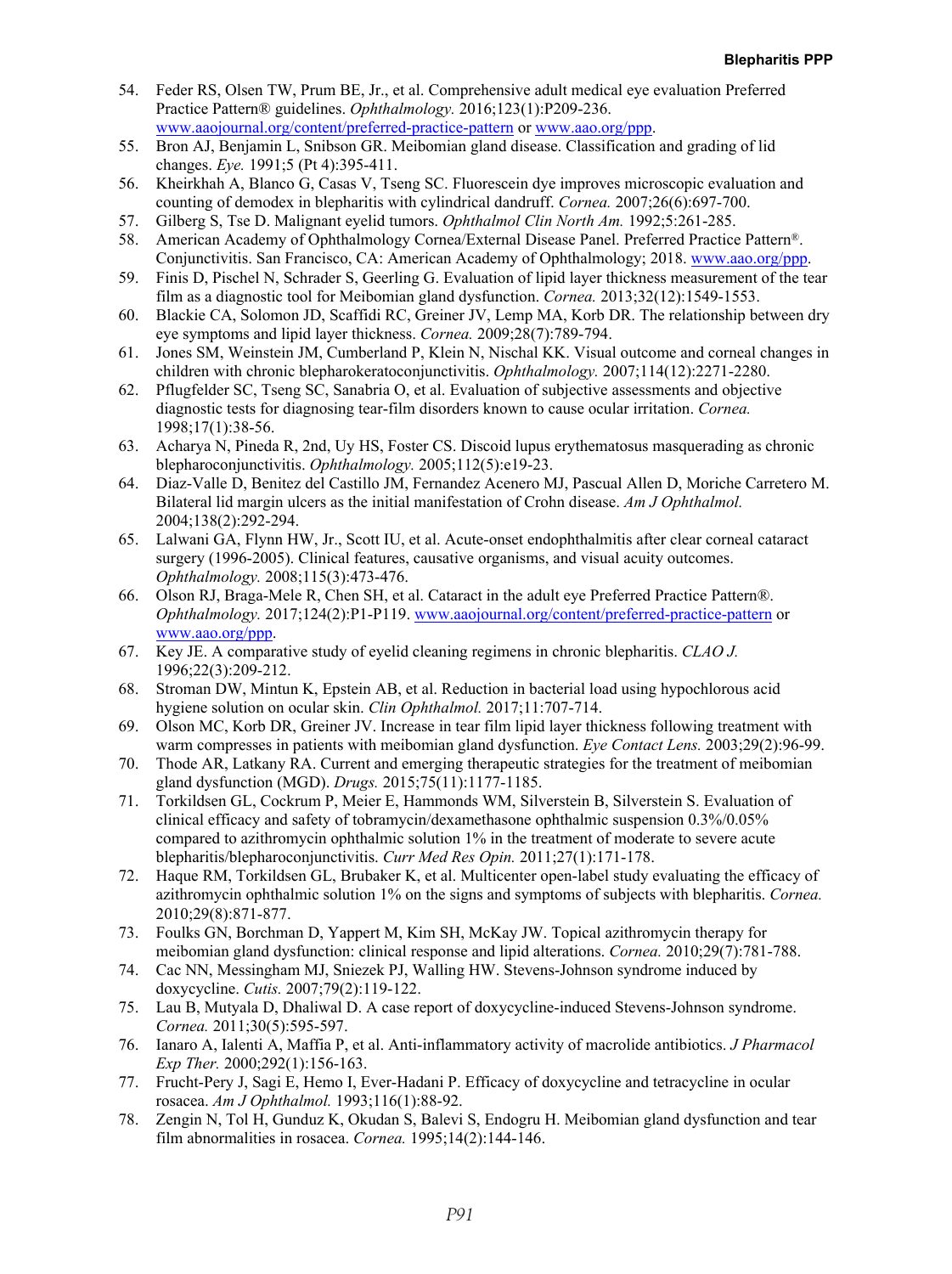54. Feder RS, Olsen TW, Prum BE, Jr., et al. Comprehensive adult medical eye evaluation Preferred Practice Pattern® guidelines. *Ophthalmology.* 2016;123(1):P209-236. www.aaojournal.org/content/preferred-practice-pattern or www.aao.org/ppp.
55. Bron AJ, Benjamin L, Snibson GR. Meibomian gland disease. Classification and grading of lid changes. *Eye.* 1991;5 (Pt 4):395-411.
56. Kheirkhah A, Blanco G, Casas V, Tseng SC. Fluorescein dye improves microscopic evaluation and counting of demodex in blepharitis with cylindrical dandruff. *Cornea.* 2007;26(6):697-700.
57. Gilberg S, Tse D. Malignant eyelid tumors. *Ophthalmol Clin North Am.* 1992;5:261-285.
58. American Academy of Ophthalmology Cornea/External Disease Panel. Preferred Practice Pattern®. Conjunctivitis. San Francisco, CA: American Academy of Ophthalmology; 2018. www.aao.org/ppp.
59. Finis D, Pischel N, Schrader S, Geerling G. Evaluation of lipid layer thickness measurement of the tear film as a diagnostic tool for Meibomian gland dysfunction. *Cornea.* 2013;32(12):1549-1553.
60. Blackie CA, Solomon JD, Scaffidi RC, Greiner JV, Lemp MA, Korb DR. The relationship between dry eye symptoms and lipid layer thickness. *Cornea.* 2009;28(7):789-794.
61. Jones SM, Weinstein JM, Cumberland P, Klein N, Nischal KK. Visual outcome and corneal changes in children with chronic blepharokeratoconjunctivitis. *Ophthalmology.* 2007;114(12):2271-2280.
62. Pflugfelder SC, Tseng SC, Sanabria O, et al. Evaluation of subjective assessments and objective diagnostic tests for diagnosing tear-film disorders known to cause ocular irritation. *Cornea.* 1998;17(1):38-56.
63. Acharya N, Pineda R, 2nd, Uy HS, Foster CS. Discoid lupus erythematosus masquerading as chronic blepharoconjunctivitis. *Ophthalmology.* 2005;112(5):e19-23.
64. Diaz-Valle D, Benitez del Castillo JM, Fernandez Acenero MJ, Pascual Allen D, Moriche Carretero M. Bilateral lid margin ulcers as the initial manifestation of Crohn disease. *Am J Ophthalmol.* 2004;138(2):292-294.
65. Lalwani GA, Flynn HW, Jr., Scott IU, et al. Acute-onset endophthalmitis after clear corneal cataract surgery (1996-2005). Clinical features, causative organisms, and visual acuity outcomes. *Ophthalmology.* 2008;115(3):473-476.
66. Olson RJ, Braga-Mele R, Chen SH, et al. Cataract in the adult eye Preferred Practice Pattern®. *Ophthalmology.* 2017;124(2):P1-P119. www.aaojournal.org/content/preferred-practice-pattern or www.aao.org/ppp.
67. Key JE. A comparative study of eyelid cleaning regimens in chronic blepharitis. *CLAO J.* 1996;22(3):209-212.
68. Stroman DW, Mintun K, Epstein AB, et al. Reduction in bacterial load using hypochlorous acid hygiene solution on ocular skin. *Clin Ophthalmol.* 2017;11:707-714.
69. Olson MC, Korb DR, Greiner JV. Increase in tear film lipid layer thickness following treatment with warm compresses in patients with meibomian gland dysfunction. *Eye Contact Lens.* 2003;29(2):96-99.
70. Thode AR, Latkany RA. Current and emerging therapeutic strategies for the treatment of meibomian gland dysfunction (MGD). *Drugs.* 2015;75(11):1177-1185.
71. Torkildsen GL, Cockrum P, Meier E, Hammonds WM, Silverstein B, Silverstein S. Evaluation of clinical efficacy and safety of tobramycin/dexamethasone ophthalmic suspension 0.3%/0.05% compared to azithromycin ophthalmic solution 1% in the treatment of moderate to severe acute blepharitis/blepharoconjunctivitis. *Curr Med Res Opin.* 2011;27(1):171-178.
72. Haque RM, Torkildsen GL, Brubaker K, et al. Multicenter open-label study evaluating the efficacy of azithromycin ophthalmic solution 1% on the signs and symptoms of subjects with blepharitis. *Cornea.* 2010;29(8):871-877.
73. Foulks GN, Borchman D, Yappert M, Kim SH, McKay JW. Topical azithromycin therapy for meibomian gland dysfunction: clinical response and lipid alterations. *Cornea.* 2010;29(7):781-788.
74. Cac NN, Messingham MJ, Sniezek PJ, Walling HW. Stevens-Johnson syndrome induced by doxycycline. *Cutis.* 2007;79(2):119-122.
75. Lau B, Mutyala D, Dhaliwal D. A case report of doxycycline-induced Stevens-Johnson syndrome. *Cornea.* 2011;30(5):595-597.
76. Ianaro A, Ialenti A, Maffia P, et al. Anti-inflammatory activity of macrolide antibiotics. *J Pharmacol Exp Ther.* 2000;292(1):156-163.
77. Frucht-Pery J, Sagi E, Hemo I, Ever-Hadani P. Efficacy of doxycycline and tetracycline in ocular rosacea. *Am J Ophthalmol.* 1993;116(1):88-92.
78. Zengin N, Tol H, Gunduz K, Okudan S, Balevi S, Endogru H. Meibomian gland dysfunction and tear film abnormalities in rosacea. *Cornea.* 1995;14(2):144-146.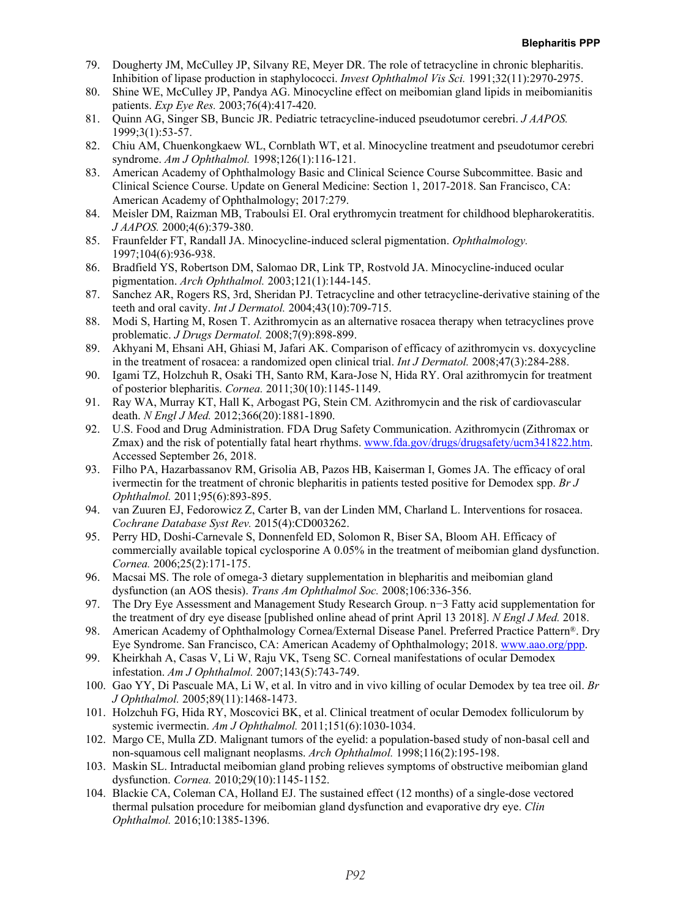79. Dougherty JM, McCulley JP, Silvany RE, Meyer DR. The role of tetracycline in chronic blepharitis. Inhibition of lipase production in staphylococci. *Invest Ophthalmol Vis Sci.* 1991;32(11):2970-2975.
80. Shine WE, McCulley JP, Pandya AG. Minocycline effect on meibomian gland lipids in meibomianitis patients. *Exp Eye Res.* 2003;76(4):417-420.
81. Quinn AG, Singer SB, Buncic JR. Pediatric tetracycline-induced pseudotumor cerebri. *J AAPOS.* 1999;3(1):53-57.
82. Chiu AM, Chuenkongkaew WL, Cornblath WT, et al. Minocycline treatment and pseudotumor cerebri syndrome. *Am J Ophthalmol.* 1998;126(1):116-121.
83. American Academy of Ophthalmology Basic and Clinical Science Course Subcommittee. Basic and Clinical Science Course. Update on General Medicine: Section 1, 2017-2018. San Francisco, CA: American Academy of Ophthalmology; 2017:279.
84. Meisler DM, Raizman MB, Traboulsi EI. Oral erythromycin treatment for childhood blepharokeratitis. *J AAPOS.* 2000;4(6):379-380.
85. Fraunfelder FT, Randall JA. Minocycline-induced scleral pigmentation. *Ophthalmology.* 1997;104(6):936-938.
86. Bradfield YS, Robertson DM, Salomao DR, Link TP, Rostvold JA. Minocycline-induced ocular pigmentation. *Arch Ophthalmol.* 2003;121(1):144-145.
87. Sanchez AR, Rogers RS, 3rd, Sheridan PJ. Tetracycline and other tetracycline-derivative staining of the teeth and oral cavity. *Int J Dermatol.* 2004;43(10):709-715.
88. Modi S, Harting M, Rosen T. Azithromycin as an alternative rosacea therapy when tetracyclines prove problematic. *J Drugs Dermatol.* 2008;7(9):898-899.
89. Akhyani M, Ehsani AH, Ghiasi M, Jafari AK. Comparison of efficacy of azithromycin vs. doxycycline in the treatment of rosacea: a randomized open clinical trial. *Int J Dermatol.* 2008;47(3):284-288.
90. Igami TZ, Holzchuh R, Osaki TH, Santo RM, Kara-Jose N, Hida RY. Oral azithromycin for treatment of posterior blepharitis. *Cornea.* 2011;30(10):1145-1149.
91. Ray WA, Murray KT, Hall K, Arbogast PG, Stein CM. Azithromycin and the risk of cardiovascular death. *N Engl J Med.* 2012;366(20):1881-1890.
92. U.S. Food and Drug Administration. FDA Drug Safety Communication. Azithromycin (Zithromax or Zmax) and the risk of potentially fatal heart rhythms. www.fda.gov/drugs/drugsafety/ucm341822.htm. Accessed September 26, 2018.
93. Filho PA, Hazarbassanov RM, Grisolia AB, Pazos HB, Kaiserman I, Gomes JA. The efficacy of oral ivermectin for the treatment of chronic blepharitis in patients tested positive for Demodex spp. *Br J Ophthalmol.* 2011;95(6):893-895.
94. van Zuuren EJ, Fedorowicz Z, Carter B, van der Linden MM, Charland L. Interventions for rosacea. *Cochrane Database Syst Rev.* 2015(4):CD003262.
95. Perry HD, Doshi-Carnevale S, Donnenfeld ED, Solomon R, Biser SA, Bloom AH. Efficacy of commercially available topical cyclosporine A 0.05% in the treatment of meibomian gland dysfunction. *Cornea.* 2006;25(2):171-175.
96. Macsai MS. The role of omega-3 dietary supplementation in blepharitis and meibomian gland dysfunction (an AOS thesis). *Trans Am Ophthalmol Soc.* 2008;106:336-356.
97. The Dry Eye Assessment and Management Study Research Group. n−3 Fatty acid supplementation for the treatment of dry eye disease [published online ahead of print April 13 2018]. *N Engl J Med.* 2018.
98. American Academy of Ophthalmology Cornea/External Disease Panel. Preferred Practice Pattern®. Dry Eye Syndrome. San Francisco, CA: American Academy of Ophthalmology; 2018. www.aao.org/ppp.
99. Kheirkhah A, Casas V, Li W, Raju VK, Tseng SC. Corneal manifestations of ocular Demodex infestation. *Am J Ophthalmol.* 2007;143(5):743-749.
100. Gao YY, Di Pascuale MA, Li W, et al. In vitro and in vivo killing of ocular Demodex by tea tree oil. *Br J Ophthalmol.* 2005;89(11):1468-1473.
101. Holzchuh FG, Hida RY, Moscovici BK, et al. Clinical treatment of ocular Demodex folliculorum by systemic ivermectin. *Am J Ophthalmol.* 2011;151(6):1030-1034.
102. Margo CE, Mulla ZD. Malignant tumors of the eyelid: a population-based study of non-basal cell and non-squamous cell malignant neoplasms. *Arch Ophthalmol.* 1998;116(2):195-198.
103. Maskin SL. Intraductal meibomian gland probing relieves symptoms of obstructive meibomian gland dysfunction. *Cornea.* 2010;29(10):1145-1152.
104. Blackie CA, Coleman CA, Holland EJ. The sustained effect (12 months) of a single-dose vectored thermal pulsation procedure for meibomian gland dysfunction and evaporative dry eye. *Clin Ophthalmol.* 2016;10:1385-1396.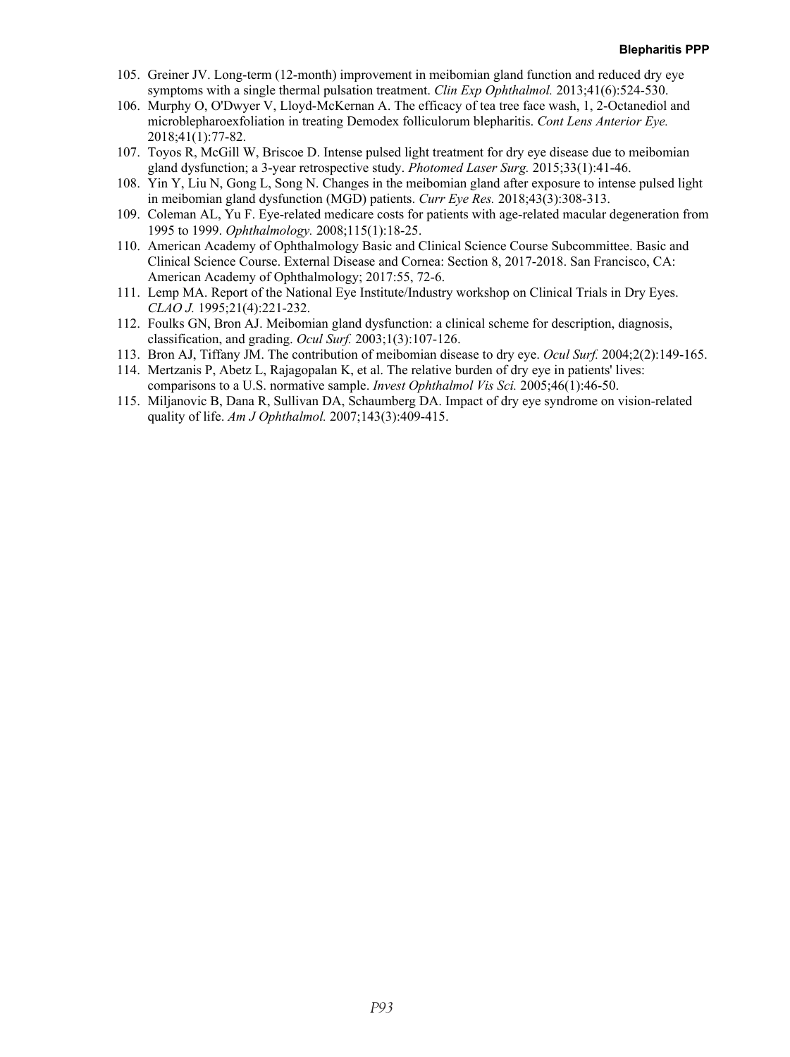105. Greiner JV. Long-term (12-month) improvement in meibomian gland function and reduced dry eye symptoms with a single thermal pulsation treatment. *Clin Exp Ophthalmol.* 2013;41(6):524-530.
106. Murphy O, O'Dwyer V, Lloyd-McKernan A. The efficacy of tea tree face wash, 1, 2-Octanediol and microblepharoexfoliation in treating Demodex folliculorum blepharitis. *Cont Lens Anterior Eye.* 2018;41(1):77-82.
107. Toyos R, McGill W, Briscoe D. Intense pulsed light treatment for dry eye disease due to meibomian gland dysfunction; a 3-year retrospective study. *Photomed Laser Surg.* 2015;33(1):41-46.
108. Yin Y, Liu N, Gong L, Song N. Changes in the meibomian gland after exposure to intense pulsed light in meibomian gland dysfunction (MGD) patients. *Curr Eye Res.* 2018;43(3):308-313.
109. Coleman AL, Yu F. Eye-related medicare costs for patients with age-related macular degeneration from 1995 to 1999. *Ophthalmology.* 2008;115(1):18-25.
110. American Academy of Ophthalmology Basic and Clinical Science Course Subcommittee. Basic and Clinical Science Course. External Disease and Cornea: Section 8, 2017-2018. San Francisco, CA: American Academy of Ophthalmology; 2017:55, 72-6.
111. Lemp MA. Report of the National Eye Institute/Industry workshop on Clinical Trials in Dry Eyes. *CLAO J.* 1995;21(4):221-232.
112. Foulks GN, Bron AJ. Meibomian gland dysfunction: a clinical scheme for description, diagnosis, classification, and grading. *Ocul Surf.* 2003;1(3):107-126.
113. Bron AJ, Tiffany JM. The contribution of meibomian disease to dry eye. *Ocul Surf.* 2004;2(2):149-165.
114. Mertzanis P, Abetz L, Rajagopalan K, et al. The relative burden of dry eye in patients' lives: comparisons to a U.S. normative sample. *Invest Ophthalmol Vis Sci.* 2005;46(1):46-50.
115. Miljanovic B, Dana R, Sullivan DA, Schaumberg DA. Impact of dry eye syndrome on vision-related quality of life. *Am J Ophthalmol.* 2007;143(3):409-415.